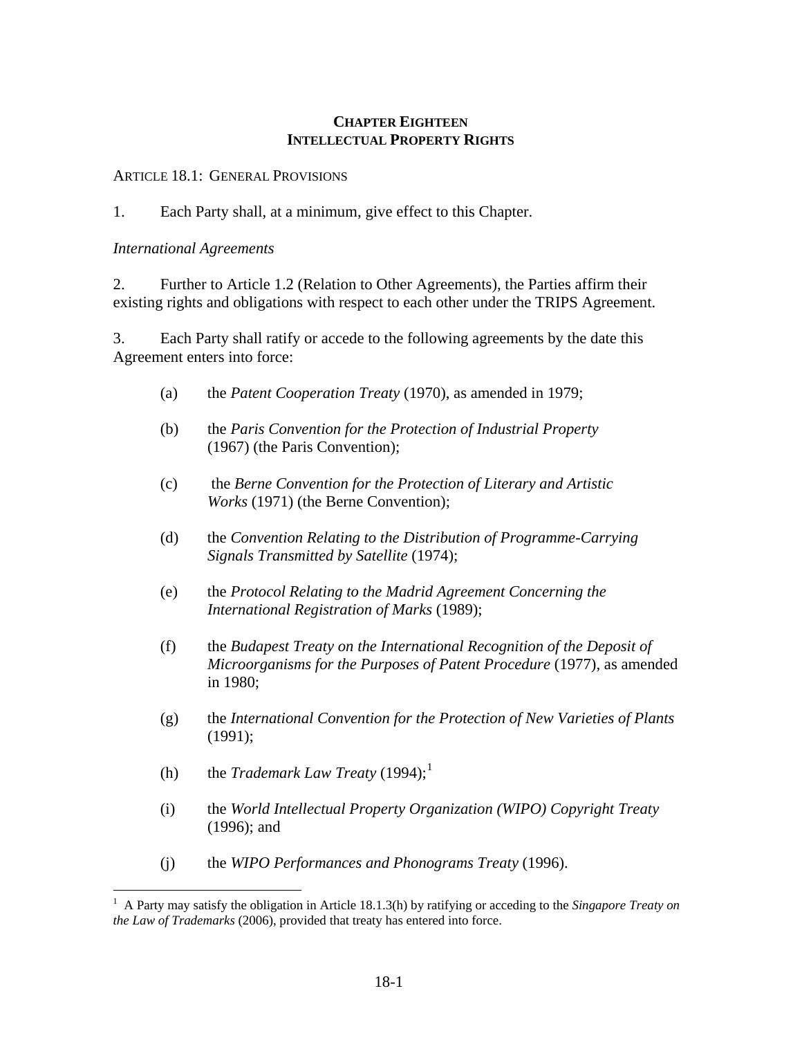# CHAPTER EIGHTEEN
# INTELLECTUAL PROPERTY RIGHTS

ARTICLE 18.1: GENERAL PROVISIONS

1. Each Party shall, at a minimum, give effect to this Chapter.

*International Agreements*

2. Further to Article 1.2 (Relation to Other Agreements), the Parties affirm their existing rights and obligations with respect to each other under the TRIPS Agreement.

3. Each Party shall ratify or accede to the following agreements by the date this Agreement enters into force:

(a) the *Patent Cooperation Treaty* (1970), as amended in 1979;

(b) the *Paris Convention for the Protection of Industrial Property* (1967) (the Paris Convention);

(c) the *Berne Convention for the Protection of Literary and Artistic Works* (1971) (the Berne Convention);

(d) the *Convention Relating to the Distribution of Programme-Carrying Signals Transmitted by Satellite* (1974);

(e) the *Protocol Relating to the Madrid Agreement Concerning the International Registration of Marks* (1989);

(f) the *Budapest Treaty on the International Recognition of the Deposit of Microorganisms for the Purposes of Patent Procedure* (1977), as amended in 1980;

(g) the *International Convention for the Protection of New Varieties of Plants* (1991);

(h) the *Trademark Law Treaty* (1994);[1]

(i) the *World Intellectual Property Organization (WIPO) Copyright Treaty* (1996); and

(j) the *WIPO Performances and Phonograms Treaty* (1996).

[1] A Party may satisfy the obligation in Article 18.1.3(h) by ratifying or acceding to the *Singapore Treaty on the Law of Trademarks* (2006), provided that treaty has entered into force.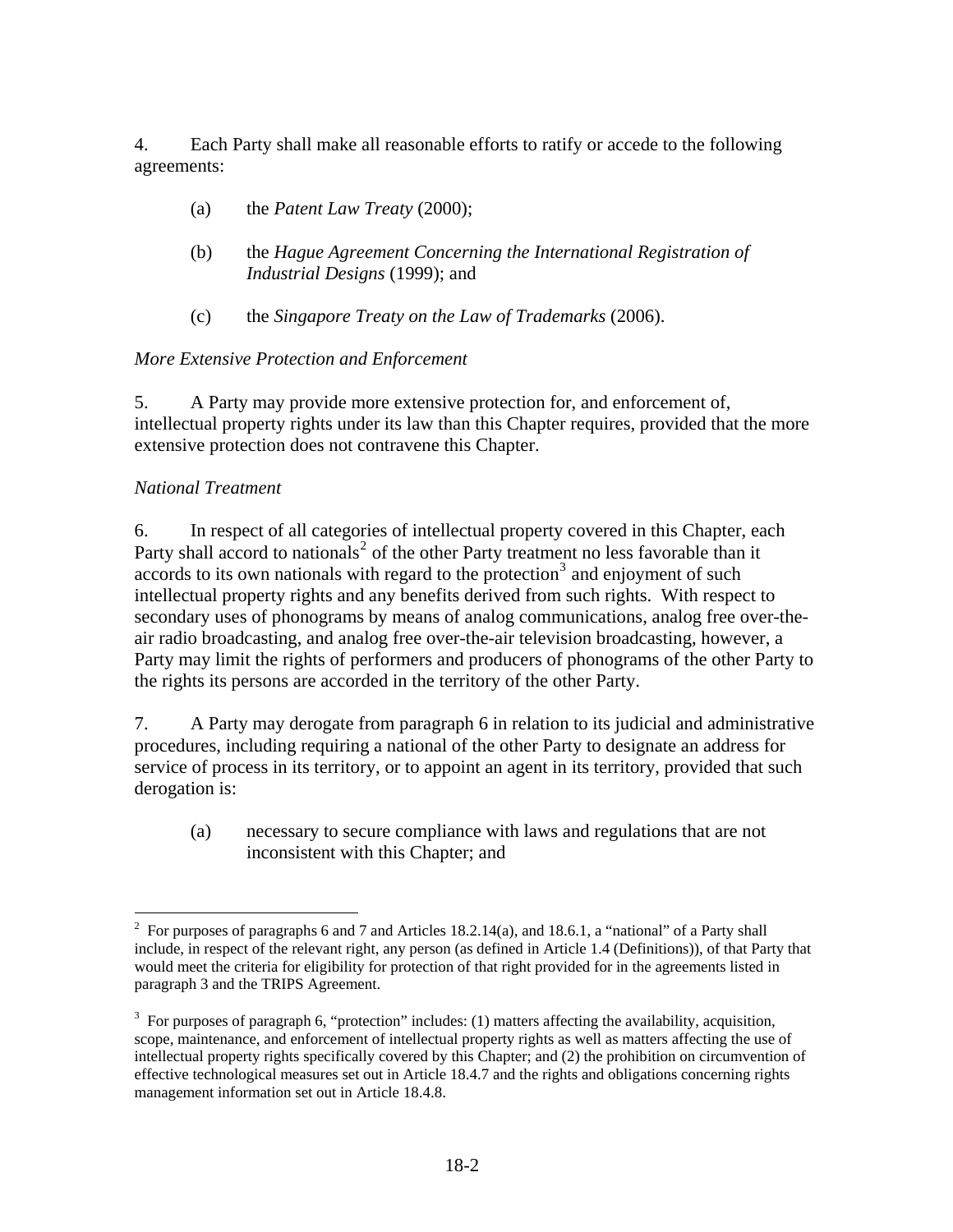4. Each Party shall make all reasonable efforts to ratify or accede to the following agreements:

(a) the *Patent Law Treaty* (2000);

(b) the *Hague Agreement Concerning the International Registration of Industrial Designs* (1999); and

(c) the *Singapore Treaty on the Law of Trademarks* (2006).

*More Extensive Protection and Enforcement*

5. A Party may provide more extensive protection for, and enforcement of, intellectual property rights under its law than this Chapter requires, provided that the more extensive protection does not contravene this Chapter.

*National Treatment*

6. In respect of all categories of intellectual property covered in this Chapter, each Party shall accord to nationals[2] of the other Party treatment no less favorable than it accords to its own nationals with regard to the protection[3] and enjoyment of such intellectual property rights and any benefits derived from such rights. With respect to secondary uses of phonograms by means of analog communications, analog free over-the-air radio broadcasting, and analog free over-the-air television broadcasting, however, a Party may limit the rights of performers and producers of phonograms of the other Party to the rights its persons are accorded in the territory of the other Party.

7. A Party may derogate from paragraph 6 in relation to its judicial and administrative procedures, including requiring a national of the other Party to designate an address for service of process in its territory, or to appoint an agent in its territory, provided that such derogation is:

(a) necessary to secure compliance with laws and regulations that are not inconsistent with this Chapter; and

---

[2] For purposes of paragraphs 6 and 7 and Articles 18.2.14(a), and 18.6.1, a "national" of a Party shall include, in respect of the relevant right, any person (as defined in Article 1.4 (Definitions)), of that Party that would meet the criteria for eligibility for protection of that right provided for in the agreements listed in paragraph 3 and the TRIPS Agreement.

[3] For purposes of paragraph 6, "protection" includes: (1) matters affecting the availability, acquisition, scope, maintenance, and enforcement of intellectual property rights as well as matters affecting the use of intellectual property rights specifically covered by this Chapter; and (2) the prohibition on circumvention of effective technological measures set out in Article 18.4.7 and the rights and obligations concerning rights management information set out in Article 18.4.8.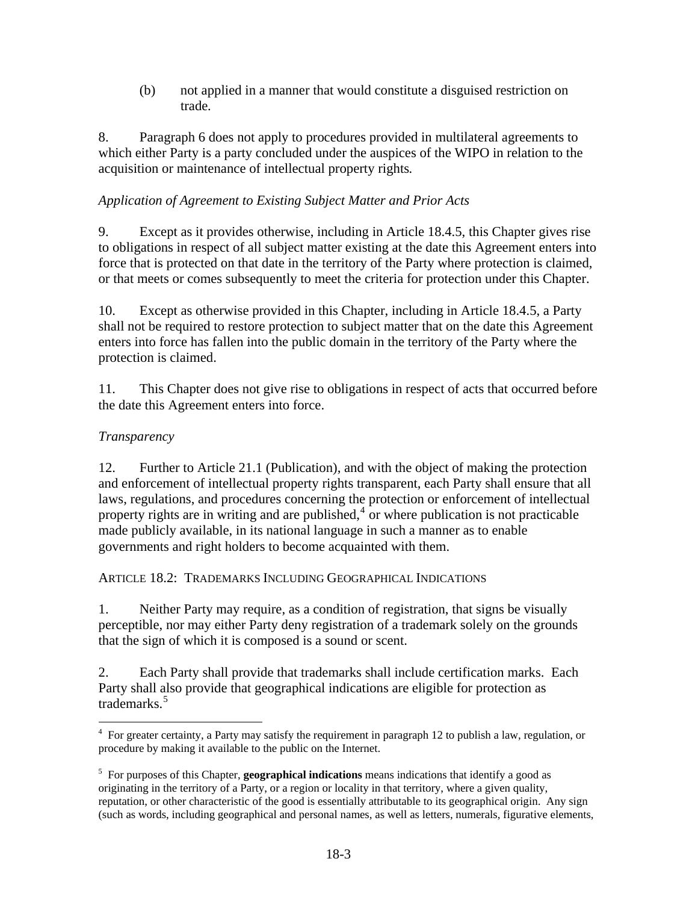(b) not applied in a manner that would constitute a disguised restriction on trade.

8. Paragraph 6 does not apply to procedures provided in multilateral agreements to which either Party is a party concluded under the auspices of the WIPO in relation to the acquisition or maintenance of intellectual property rights.

*Application of Agreement to Existing Subject Matter and Prior Acts*

9. Except as it provides otherwise, including in Article 18.4.5, this Chapter gives rise to obligations in respect of all subject matter existing at the date this Agreement enters into force that is protected on that date in the territory of the Party where protection is claimed, or that meets or comes subsequently to meet the criteria for protection under this Chapter.

10. Except as otherwise provided in this Chapter, including in Article 18.4.5, a Party shall not be required to restore protection to subject matter that on the date this Agreement enters into force has fallen into the public domain in the territory of the Party where the protection is claimed.

11. This Chapter does not give rise to obligations in respect of acts that occurred before the date this Agreement enters into force.

*Transparency*

12. Further to Article 21.1 (Publication), and with the object of making the protection and enforcement of intellectual property rights transparent, each Party shall ensure that all laws, regulations, and procedures concerning the protection or enforcement of intellectual property rights are in writing and are published,[4] or where publication is not practicable made publicly available, in its national language in such a manner as to enable governments and right holders to become acquainted with them.

ARTICLE 18.2: TRADEMARKS INCLUDING GEOGRAPHICAL INDICATIONS

1. Neither Party may require, as a condition of registration, that signs be visually perceptible, nor may either Party deny registration of a trademark solely on the grounds that the sign of which it is composed is a sound or scent.

2. Each Party shall provide that trademarks shall include certification marks. Each Party shall also provide that geographical indications are eligible for protection as trademarks.[5]

---

[4] For greater certainty, a Party may satisfy the requirement in paragraph 12 to publish a law, regulation, or procedure by making it available to the public on the Internet.

[5] For purposes of this Chapter, **geographical indications** means indications that identify a good as originating in the territory of a Party, or a region or locality in that territory, where a given quality, reputation, or other characteristic of the good is essentially attributable to its geographical origin. Any sign (such as words, including geographical and personal names, as well as letters, numerals, figurative elements,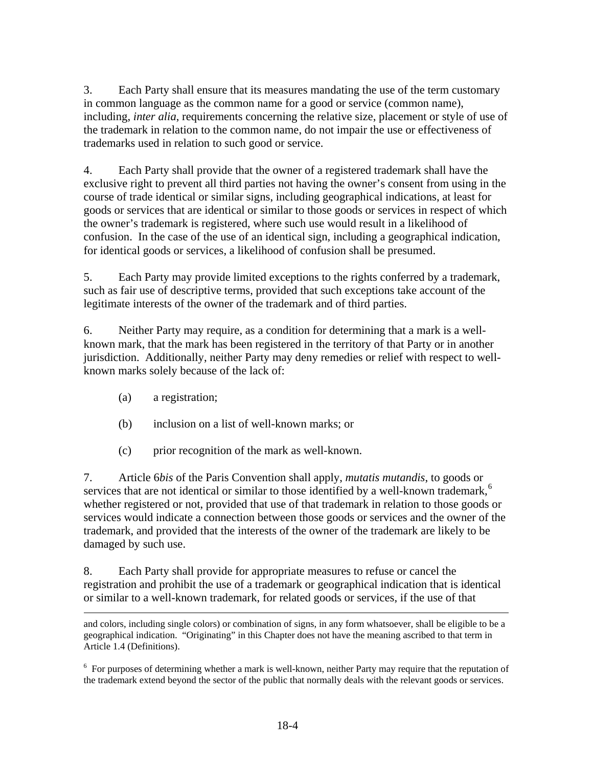3. Each Party shall ensure that its measures mandating the use of the term customary in common language as the common name for a good or service (common name), including, *inter alia*, requirements concerning the relative size, placement or style of use of the trademark in relation to the common name, do not impair the use or effectiveness of trademarks used in relation to such good or service.

4. Each Party shall provide that the owner of a registered trademark shall have the exclusive right to prevent all third parties not having the owner's consent from using in the course of trade identical or similar signs, including geographical indications, at least for goods or services that are identical or similar to those goods or services in respect of which the owner's trademark is registered, where such use would result in a likelihood of confusion. In the case of the use of an identical sign, including a geographical indication, for identical goods or services, a likelihood of confusion shall be presumed.

5. Each Party may provide limited exceptions to the rights conferred by a trademark, such as fair use of descriptive terms, provided that such exceptions take account of the legitimate interests of the owner of the trademark and of third parties.

6. Neither Party may require, as a condition for determining that a mark is a well-known mark, that the mark has been registered in the territory of that Party or in another jurisdiction. Additionally, neither Party may deny remedies or relief with respect to well-known marks solely because of the lack of:

(a) a registration;

(b) inclusion on a list of well-known marks; or

(c) prior recognition of the mark as well-known.

7. Article 6*bis* of the Paris Convention shall apply, *mutatis mutandis*, to goods or services that are not identical or similar to those identified by a well-known trademark,[6] whether registered or not, provided that use of that trademark in relation to those goods or services would indicate a connection between those goods or services and the owner of the trademark, and provided that the interests of the owner of the trademark are likely to be damaged by such use.

8. Each Party shall provide for appropriate measures to refuse or cancel the registration and prohibit the use of a trademark or geographical indication that is identical or similar to a well-known trademark, for related goods or services, if the use of that

---

and colors, including single colors) or combination of signs, in any form whatsoever, shall be eligible to be a geographical indication. "Originating" in this Chapter does not have the meaning ascribed to that term in Article 1.4 (Definitions).

[6] For purposes of determining whether a mark is well-known, neither Party may require that the reputation of the trademark extend beyond the sector of the public that normally deals with the relevant goods or services.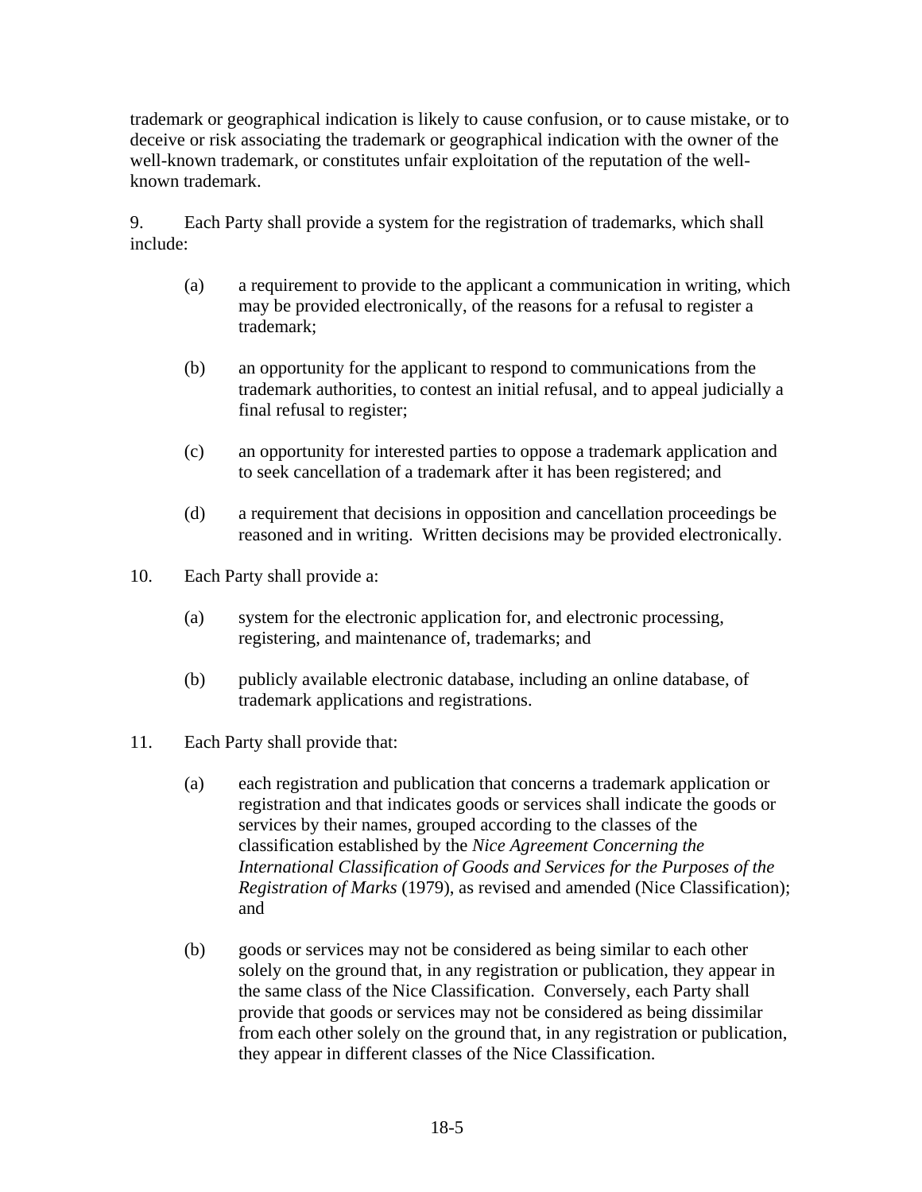trademark or geographical indication is likely to cause confusion, or to cause mistake, or to deceive or risk associating the trademark or geographical indication with the owner of the well-known trademark, or constitutes unfair exploitation of the reputation of the well-known trademark.

9. Each Party shall provide a system for the registration of trademarks, which shall include:

   (a) a requirement to provide to the applicant a communication in writing, which may be provided electronically, of the reasons for a refusal to register a trademark;

   (b) an opportunity for the applicant to respond to communications from the trademark authorities, to contest an initial refusal, and to appeal judicially a final refusal to register;

   (c) an opportunity for interested parties to oppose a trademark application and to seek cancellation of a trademark after it has been registered; and

   (d) a requirement that decisions in opposition and cancellation proceedings be reasoned and in writing. Written decisions may be provided electronically.

10. Each Party shall provide a:

   (a) system for the electronic application for, and electronic processing, registering, and maintenance of, trademarks; and

   (b) publicly available electronic database, including an online database, of trademark applications and registrations.

11. Each Party shall provide that:

   (a) each registration and publication that concerns a trademark application or registration and that indicates goods or services shall indicate the goods or services by their names, grouped according to the classes of the classification established by the *Nice Agreement Concerning the International Classification of Goods and Services for the Purposes of the Registration of Marks* (1979), as revised and amended (Nice Classification); and

   (b) goods or services may not be considered as being similar to each other solely on the ground that, in any registration or publication, they appear in the same class of the Nice Classification. Conversely, each Party shall provide that goods or services may not be considered as being dissimilar from each other solely on the ground that, in any registration or publication, they appear in different classes of the Nice Classification.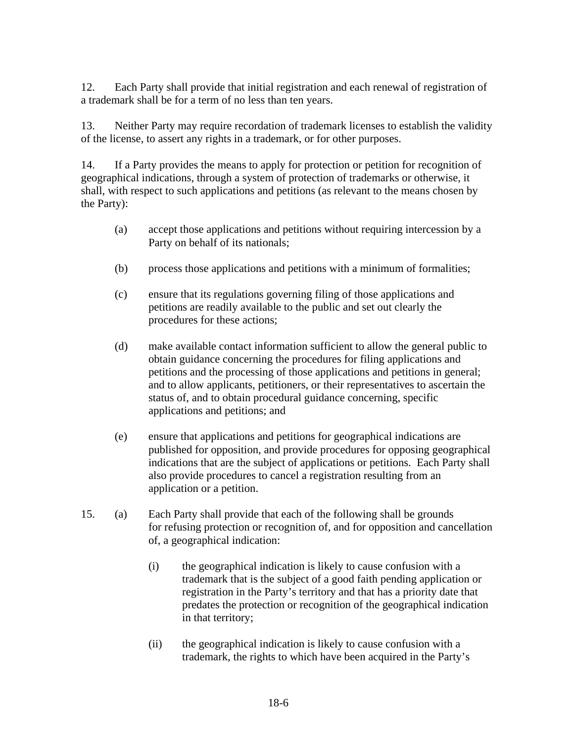12. Each Party shall provide that initial registration and each renewal of registration of a trademark shall be for a term of no less than ten years.

13. Neither Party may require recordation of trademark licenses to establish the validity of the license, to assert any rights in a trademark, or for other purposes.

14. If a Party provides the means to apply for protection or petition for recognition of geographical indications, through a system of protection of trademarks or otherwise, it shall, with respect to such applications and petitions (as relevant to the means chosen by the Party):

(a) accept those applications and petitions without requiring intercession by a Party on behalf of its nationals;

(b) process those applications and petitions with a minimum of formalities;

(c) ensure that its regulations governing filing of those applications and petitions are readily available to the public and set out clearly the procedures for these actions;

(d) make available contact information sufficient to allow the general public to obtain guidance concerning the procedures for filing applications and petitions and the processing of those applications and petitions in general; and to allow applicants, petitioners, or their representatives to ascertain the status of, and to obtain procedural guidance concerning, specific applications and petitions; and

(e) ensure that applications and petitions for geographical indications are published for opposition, and provide procedures for opposing geographical indications that are the subject of applications or petitions. Each Party shall also provide procedures to cancel a registration resulting from an application or a petition.

15. (a) Each Party shall provide that each of the following shall be grounds for refusing protection or recognition of, and for opposition and cancellation of, a geographical indication:

(i) the geographical indication is likely to cause confusion with a trademark that is the subject of a good faith pending application or registration in the Party's territory and that has a priority date that predates the protection or recognition of the geographical indication in that territory;

(ii) the geographical indication is likely to cause confusion with a trademark, the rights to which have been acquired in the Party's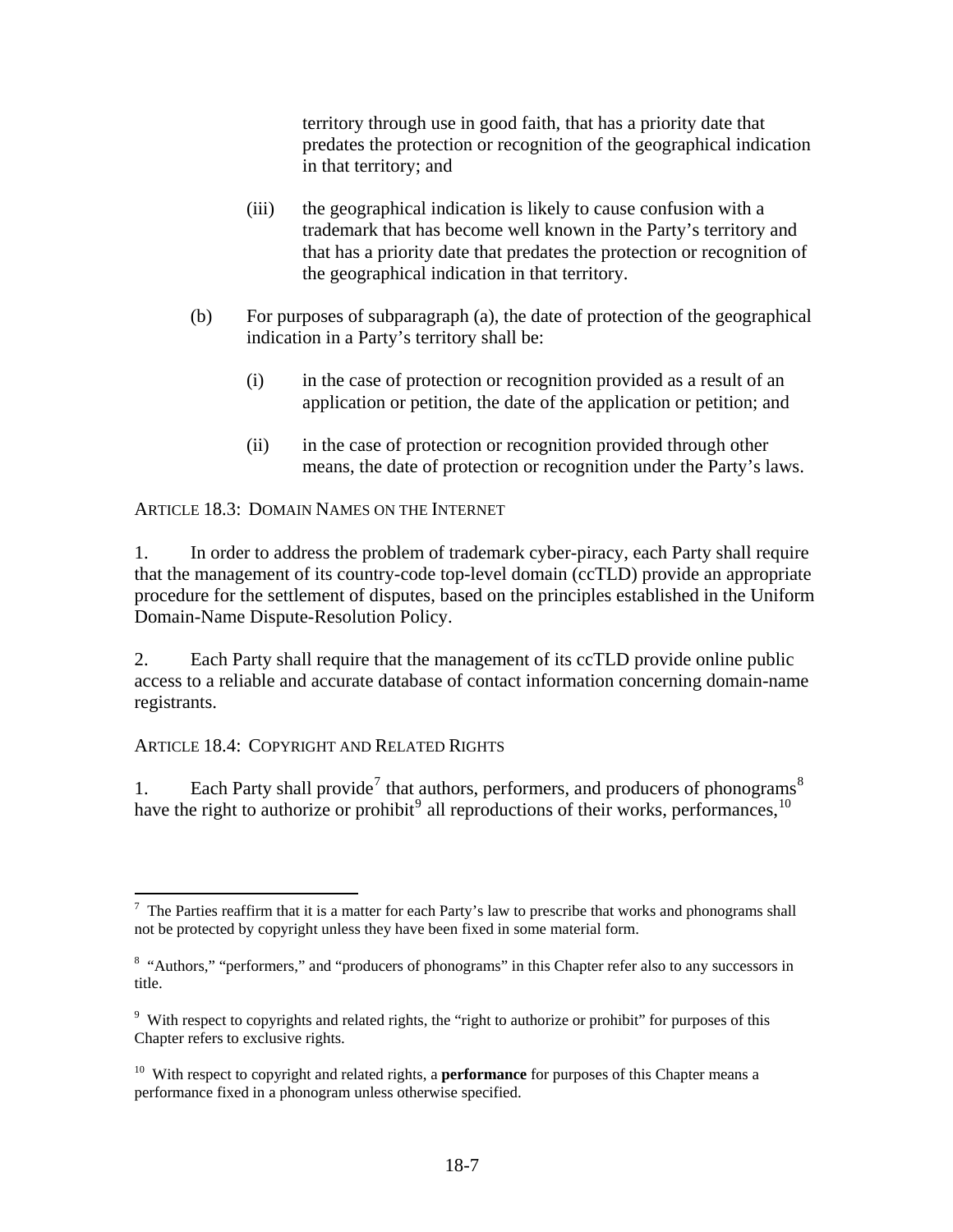territory through use in good faith, that has a priority date that predates the protection or recognition of the geographical indication in that territory; and

(iii) the geographical indication is likely to cause confusion with a trademark that has become well known in the Party's territory and that has a priority date that predates the protection or recognition of the geographical indication in that territory.

(b) For purposes of subparagraph (a), the date of protection of the geographical indication in a Party's territory shall be:

(i) in the case of protection or recognition provided as a result of an application or petition, the date of the application or petition; and

(ii) in the case of protection or recognition provided through other means, the date of protection or recognition under the Party's laws.

ARTICLE 18.3: DOMAIN NAMES ON THE INTERNET

1. In order to address the problem of trademark cyber-piracy, each Party shall require that the management of its country-code top-level domain (ccTLD) provide an appropriate procedure for the settlement of disputes, based on the principles established in the Uniform Domain-Name Dispute-Resolution Policy.

2. Each Party shall require that the management of its ccTLD provide online public access to a reliable and accurate database of contact information concerning domain-name registrants.

ARTICLE 18.4: COPYRIGHT AND RELATED RIGHTS

1. Each Party shall provide[7] that authors, performers, and producers of phonograms[8] have the right to authorize or prohibit[9] all reproductions of their works, performances,[10]

---

[7] The Parties reaffirm that it is a matter for each Party's law to prescribe that works and phonograms shall not be protected by copyright unless they have been fixed in some material form.

[8] "Authors," "performers," and "producers of phonograms" in this Chapter refer also to any successors in title.

[9] With respect to copyrights and related rights, the "right to authorize or prohibit" for purposes of this Chapter refers to exclusive rights.

[10] With respect to copyright and related rights, a **performance** for purposes of this Chapter means a performance fixed in a phonogram unless otherwise specified.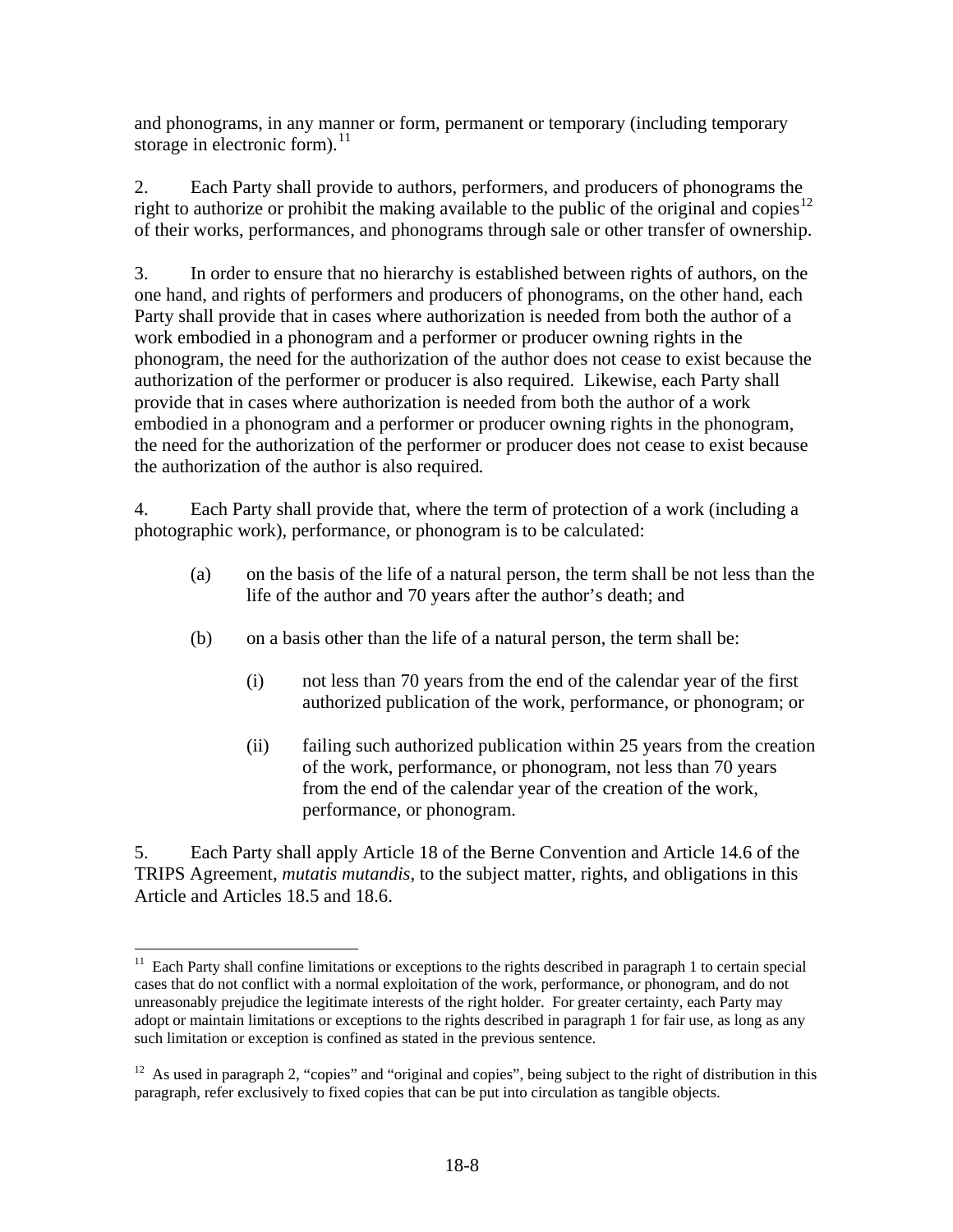and phonograms, in any manner or form, permanent or temporary (including temporary storage in electronic form).[11]

2. Each Party shall provide to authors, performers, and producers of phonograms the right to authorize or prohibit the making available to the public of the original and copies[12] of their works, performances, and phonograms through sale or other transfer of ownership.

3. In order to ensure that no hierarchy is established between rights of authors, on the one hand, and rights of performers and producers of phonograms, on the other hand, each Party shall provide that in cases where authorization is needed from both the author of a work embodied in a phonogram and a performer or producer owning rights in the phonogram, the need for the authorization of the author does not cease to exist because the authorization of the performer or producer is also required. Likewise, each Party shall provide that in cases where authorization is needed from both the author of a work embodied in a phonogram and a performer or producer owning rights in the phonogram, the need for the authorization of the performer or producer does not cease to exist because the authorization of the author is also required.

4. Each Party shall provide that, where the term of protection of a work (including a photographic work), performance, or phonogram is to be calculated:

(a) on the basis of the life of a natural person, the term shall be not less than the life of the author and 70 years after the author's death; and

(b) on a basis other than the life of a natural person, the term shall be:

(i) not less than 70 years from the end of the calendar year of the first authorized publication of the work, performance, or phonogram; or

(ii) failing such authorized publication within 25 years from the creation of the work, performance, or phonogram, not less than 70 years from the end of the calendar year of the creation of the work, performance, or phonogram.

5. Each Party shall apply Article 18 of the Berne Convention and Article 14.6 of the TRIPS Agreement, *mutatis mutandis*, to the subject matter, rights, and obligations in this Article and Articles 18.5 and 18.6.

---

[11] Each Party shall confine limitations or exceptions to the rights described in paragraph 1 to certain special cases that do not conflict with a normal exploitation of the work, performance, or phonogram, and do not unreasonably prejudice the legitimate interests of the right holder. For greater certainty, each Party may adopt or maintain limitations or exceptions to the rights described in paragraph 1 for fair use, as long as any such limitation or exception is confined as stated in the previous sentence.

[12] As used in paragraph 2, "copies" and "original and copies", being subject to the right of distribution in this paragraph, refer exclusively to fixed copies that can be put into circulation as tangible objects.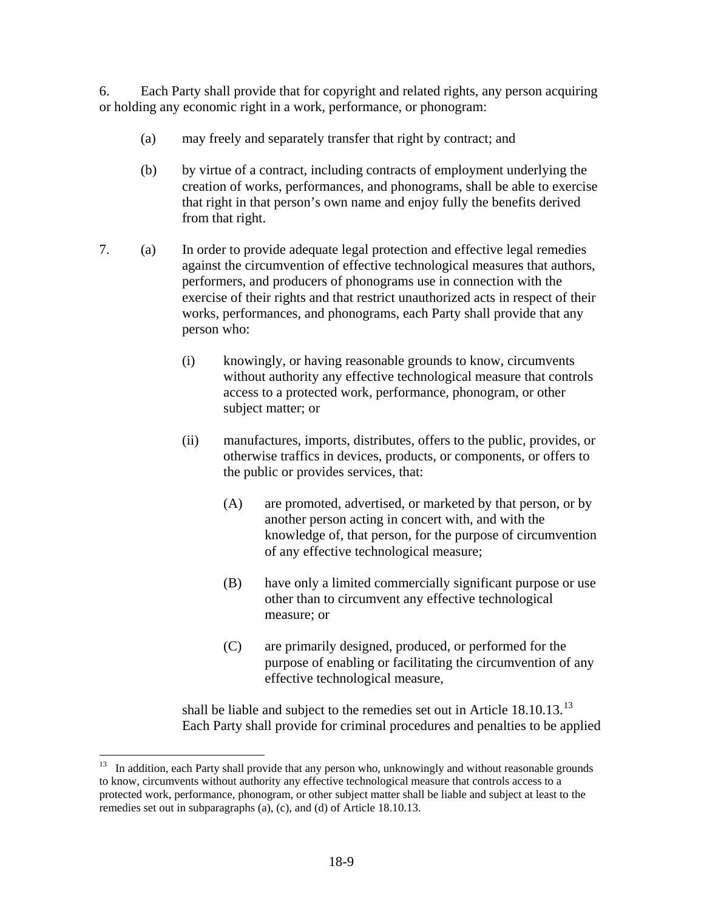6. Each Party shall provide that for copyright and related rights, any person acquiring or holding any economic right in a work, performance, or phonogram:

(a) may freely and separately transfer that right by contract; and

(b) by virtue of a contract, including contracts of employment underlying the creation of works, performances, and phonograms, shall be able to exercise that right in that person's own name and enjoy fully the benefits derived from that right.

7. (a) In order to provide adequate legal protection and effective legal remedies against the circumvention of effective technological measures that authors, performers, and producers of phonograms use in connection with the exercise of their rights and that restrict unauthorized acts in respect of their works, performances, and phonograms, each Party shall provide that any person who:

(i) knowingly, or having reasonable grounds to know, circumvents without authority any effective technological measure that controls access to a protected work, performance, phonogram, or other subject matter; or

(ii) manufactures, imports, distributes, offers to the public, provides, or otherwise traffics in devices, products, or components, or offers to the public or provides services, that:

(A) are promoted, advertised, or marketed by that person, or by another person acting in concert with, and with the knowledge of, that person, for the purpose of circumvention of any effective technological measure;

(B) have only a limited commercially significant purpose or use other than to circumvent any effective technological measure; or

(C) are primarily designed, produced, or performed for the purpose of enabling or facilitating the circumvention of any effective technological measure,

shall be liable and subject to the remedies set out in Article 18.10.13.[13] Each Party shall provide for criminal procedures and penalties to be applied

---

[13] In addition, each Party shall provide that any person who, unknowingly and without reasonable grounds to know, circumvents without authority any effective technological measure that controls access to a protected work, performance, phonogram, or other subject matter shall be liable and subject at least to the remedies set out in subparagraphs (a), (c), and (d) of Article 18.10.13.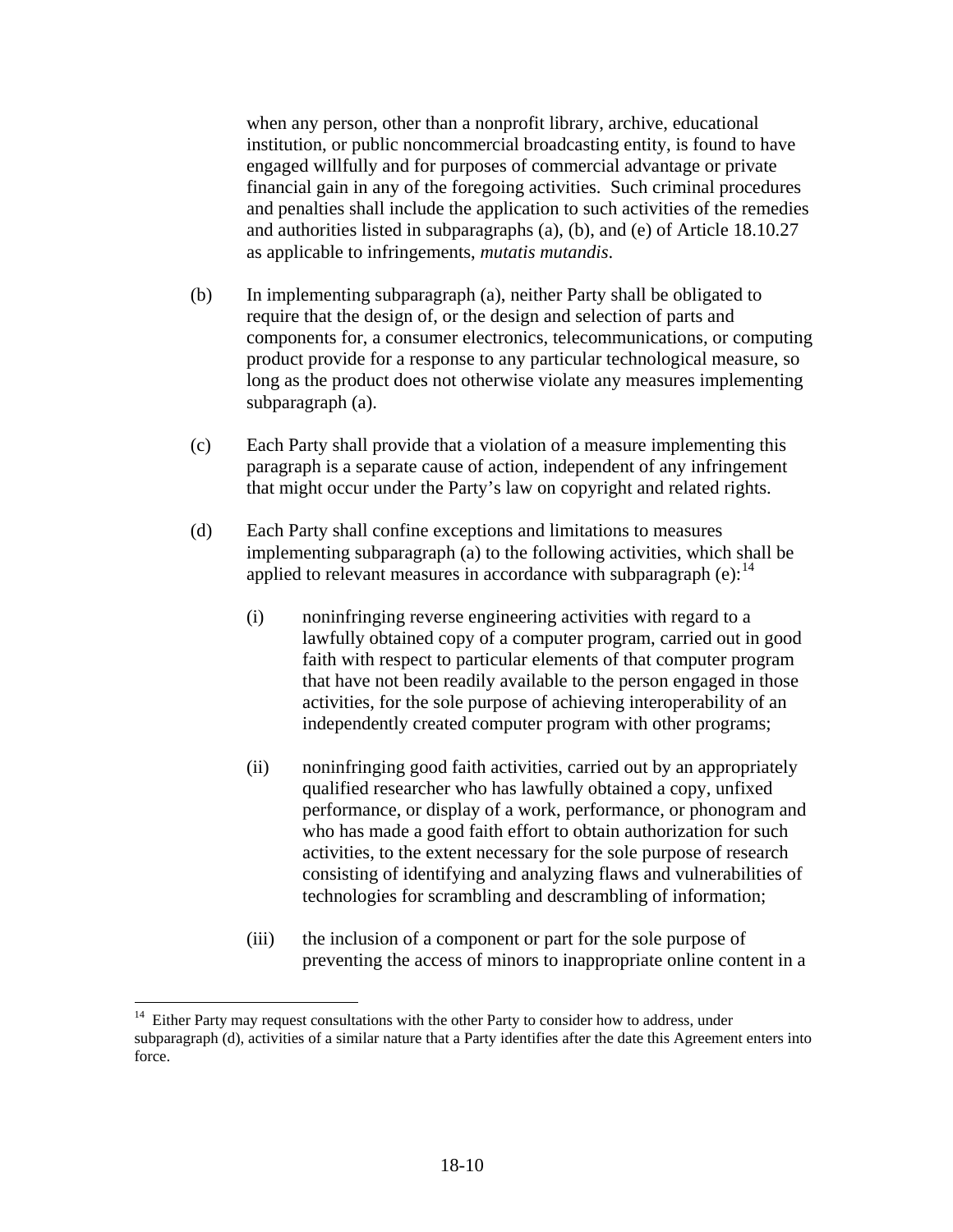when any person, other than a nonprofit library, archive, educational institution, or public noncommercial broadcasting entity, is found to have engaged willfully and for purposes of commercial advantage or private financial gain in any of the foregoing activities. Such criminal procedures and penalties shall include the application to such activities of the remedies and authorities listed in subparagraphs (a), (b), and (e) of Article 18.10.27 as applicable to infringements, *mutatis mutandis*.

(b) In implementing subparagraph (a), neither Party shall be obligated to require that the design of, or the design and selection of parts and components for, a consumer electronics, telecommunications, or computing product provide for a response to any particular technological measure, so long as the product does not otherwise violate any measures implementing subparagraph (a).

(c) Each Party shall provide that a violation of a measure implementing this paragraph is a separate cause of action, independent of any infringement that might occur under the Party's law on copyright and related rights.

(d) Each Party shall confine exceptions and limitations to measures implementing subparagraph (a) to the following activities, which shall be applied to relevant measures in accordance with subparagraph (e):[14]

(i) noninfringing reverse engineering activities with regard to a lawfully obtained copy of a computer program, carried out in good faith with respect to particular elements of that computer program that have not been readily available to the person engaged in those activities, for the sole purpose of achieving interoperability of an independently created computer program with other programs;

(ii) noninfringing good faith activities, carried out by an appropriately qualified researcher who has lawfully obtained a copy, unfixed performance, or display of a work, performance, or phonogram and who has made a good faith effort to obtain authorization for such activities, to the extent necessary for the sole purpose of research consisting of identifying and analyzing flaws and vulnerabilities of technologies for scrambling and descrambling of information;

(iii) the inclusion of a component or part for the sole purpose of preventing the access of minors to inappropriate online content in a

[14] Either Party may request consultations with the other Party to consider how to address, under subparagraph (d), activities of a similar nature that a Party identifies after the date this Agreement enters into force.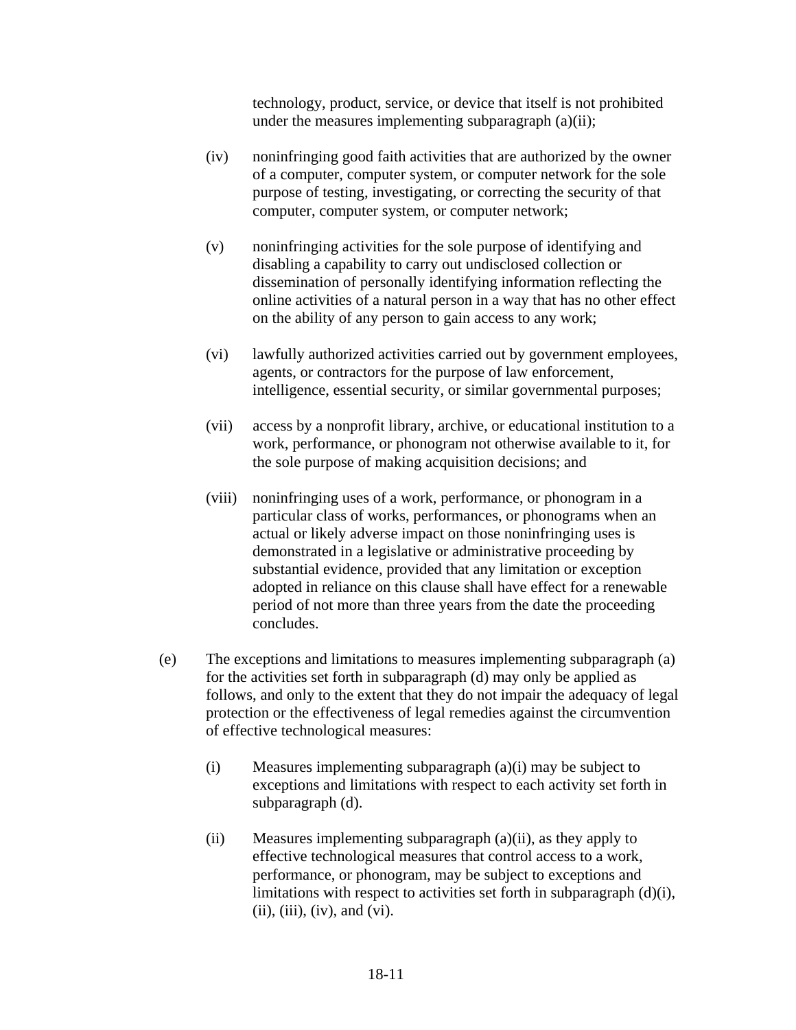technology, product, service, or device that itself is not prohibited under the measures implementing subparagraph (a)(ii);

(iv) noninfringing good faith activities that are authorized by the owner of a computer, computer system, or computer network for the sole purpose of testing, investigating, or correcting the security of that computer, computer system, or computer network;

(v) noninfringing activities for the sole purpose of identifying and disabling a capability to carry out undisclosed collection or dissemination of personally identifying information reflecting the online activities of a natural person in a way that has no other effect on the ability of any person to gain access to any work;

(vi) lawfully authorized activities carried out by government employees, agents, or contractors for the purpose of law enforcement, intelligence, essential security, or similar governmental purposes;

(vii) access by a nonprofit library, archive, or educational institution to a work, performance, or phonogram not otherwise available to it, for the sole purpose of making acquisition decisions; and

(viii) noninfringing uses of a work, performance, or phonogram in a particular class of works, performances, or phonograms when an actual or likely adverse impact on those noninfringing uses is demonstrated in a legislative or administrative proceeding by substantial evidence, provided that any limitation or exception adopted in reliance on this clause shall have effect for a renewable period of not more than three years from the date the proceeding concludes.

(e) The exceptions and limitations to measures implementing subparagraph (a) for the activities set forth in subparagraph (d) may only be applied as follows, and only to the extent that they do not impair the adequacy of legal protection or the effectiveness of legal remedies against the circumvention of effective technological measures:

(i) Measures implementing subparagraph (a)(i) may be subject to exceptions and limitations with respect to each activity set forth in subparagraph (d).

(ii) Measures implementing subparagraph (a)(ii), as they apply to effective technological measures that control access to a work, performance, or phonogram, may be subject to exceptions and limitations with respect to activities set forth in subparagraph (d)(i), (ii), (iii), (iv), and (vi).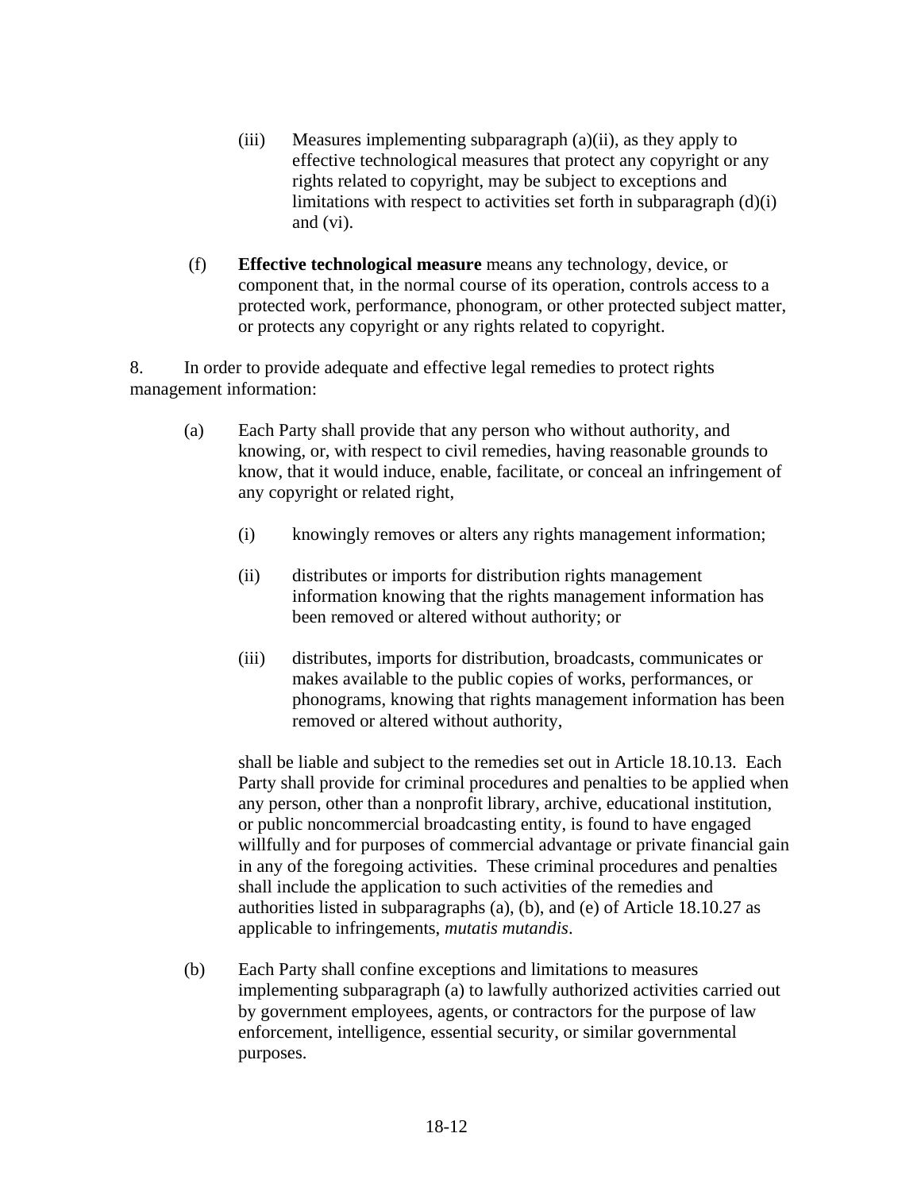(iii) Measures implementing subparagraph (a)(ii), as they apply to effective technological measures that protect any copyright or any rights related to copyright, may be subject to exceptions and limitations with respect to activities set forth in subparagraph (d)(i) and (vi).

(f) **Effective technological measure** means any technology, device, or component that, in the normal course of its operation, controls access to a protected work, performance, phonogram, or other protected subject matter, or protects any copyright or any rights related to copyright.

8. In order to provide adequate and effective legal remedies to protect rights management information:

(a) Each Party shall provide that any person who without authority, and knowing, or, with respect to civil remedies, having reasonable grounds to know, that it would induce, enable, facilitate, or conceal an infringement of any copyright or related right,

(i) knowingly removes or alters any rights management information;

(ii) distributes or imports for distribution rights management information knowing that the rights management information has been removed or altered without authority; or

(iii) distributes, imports for distribution, broadcasts, communicates or makes available to the public copies of works, performances, or phonograms, knowing that rights management information has been removed or altered without authority,

shall be liable and subject to the remedies set out in Article 18.10.13. Each Party shall provide for criminal procedures and penalties to be applied when any person, other than a nonprofit library, archive, educational institution, or public noncommercial broadcasting entity, is found to have engaged willfully and for purposes of commercial advantage or private financial gain in any of the foregoing activities. These criminal procedures and penalties shall include the application to such activities of the remedies and authorities listed in subparagraphs (a), (b), and (e) of Article 18.10.27 as applicable to infringements, *mutatis mutandis*.

(b) Each Party shall confine exceptions and limitations to measures implementing subparagraph (a) to lawfully authorized activities carried out by government employees, agents, or contractors for the purpose of law enforcement, intelligence, essential security, or similar governmental purposes.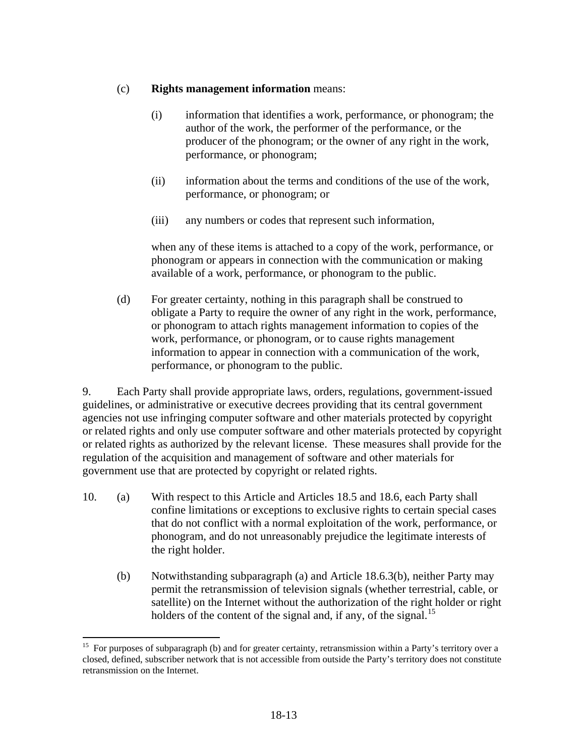(c) **Rights management information** means:

(i) information that identifies a work, performance, or phonogram; the author of the work, the performer of the performance, or the producer of the phonogram; or the owner of any right in the work, performance, or phonogram;

(ii) information about the terms and conditions of the use of the work, performance, or phonogram; or

(iii) any numbers or codes that represent such information,

when any of these items is attached to a copy of the work, performance, or phonogram or appears in connection with the communication or making available of a work, performance, or phonogram to the public.

(d) For greater certainty, nothing in this paragraph shall be construed to obligate a Party to require the owner of any right in the work, performance, or phonogram to attach rights management information to copies of the work, performance, or phonogram, or to cause rights management information to appear in connection with a communication of the work, performance, or phonogram to the public.

9. Each Party shall provide appropriate laws, orders, regulations, government-issued guidelines, or administrative or executive decrees providing that its central government agencies not use infringing computer software and other materials protected by copyright or related rights and only use computer software and other materials protected by copyright or related rights as authorized by the relevant license. These measures shall provide for the regulation of the acquisition and management of software and other materials for government use that are protected by copyright or related rights.

10. (a) With respect to this Article and Articles 18.5 and 18.6, each Party shall confine limitations or exceptions to exclusive rights to certain special cases that do not conflict with a normal exploitation of the work, performance, or phonogram, and do not unreasonably prejudice the legitimate interests of the right holder.

(b) Notwithstanding subparagraph (a) and Article 18.6.3(b), neither Party may permit the retransmission of television signals (whether terrestrial, cable, or satellite) on the Internet without the authorization of the right holder or right holders of the content of the signal and, if any, of the signal.[15]

[15] For purposes of subparagraph (b) and for greater certainty, retransmission within a Party's territory over a closed, defined, subscriber network that is not accessible from outside the Party's territory does not constitute retransmission on the Internet.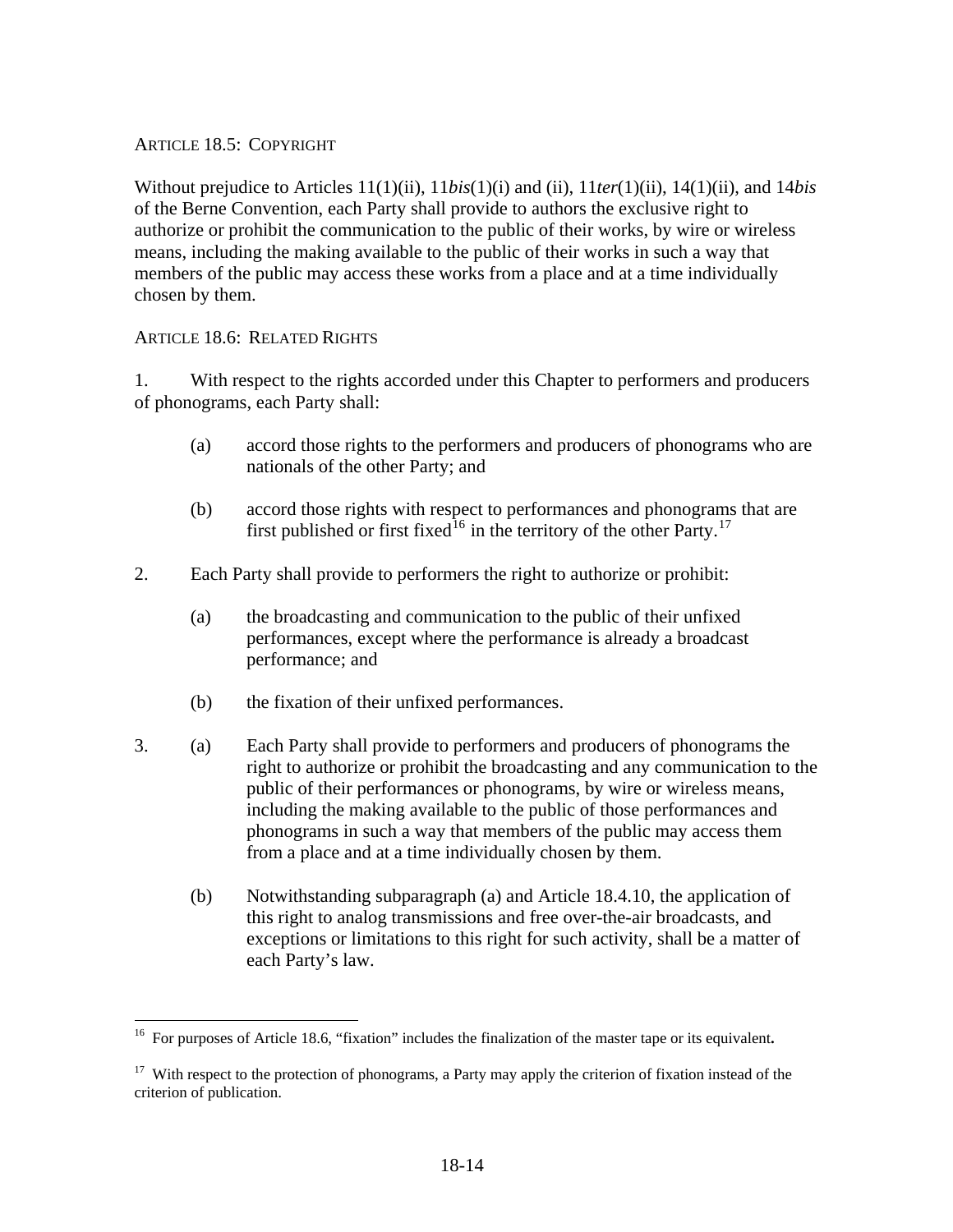ARTICLE 18.5: COPYRIGHT

Without prejudice to Articles 11(1)(ii), 11*bis*(1)(i) and (ii), 11*ter*(1)(ii), 14(1)(ii), and 14*bis* of the Berne Convention, each Party shall provide to authors the exclusive right to authorize or prohibit the communication to the public of their works, by wire or wireless means, including the making available to the public of their works in such a way that members of the public may access these works from a place and at a time individually chosen by them.

ARTICLE 18.6: RELATED RIGHTS

1. With respect to the rights accorded under this Chapter to performers and producers of phonograms, each Party shall:

   (a) accord those rights to the performers and producers of phonograms who are nationals of the other Party; and

   (b) accord those rights with respect to performances and phonograms that are first published or first fixed[16] in the territory of the other Party.[17]

2. Each Party shall provide to performers the right to authorize or prohibit:

   (a) the broadcasting and communication to the public of their unfixed performances, except where the performance is already a broadcast performance; and

   (b) the fixation of their unfixed performances.

3. (a) Each Party shall provide to performers and producers of phonograms the right to authorize or prohibit the broadcasting and any communication to the public of their performances or phonograms, by wire or wireless means, including the making available to the public of those performances and phonograms in such a way that members of the public may access them from a place and at a time individually chosen by them.

   (b) Notwithstanding subparagraph (a) and Article 18.4.10, the application of this right to analog transmissions and free over-the-air broadcasts, and exceptions or limitations to this right for such activity, shall be a matter of each Party's law.

---

[16] For purposes of Article 18.6, "fixation" includes the finalization of the master tape or its equivalent**.**

[17] With respect to the protection of phonograms, a Party may apply the criterion of fixation instead of the criterion of publication.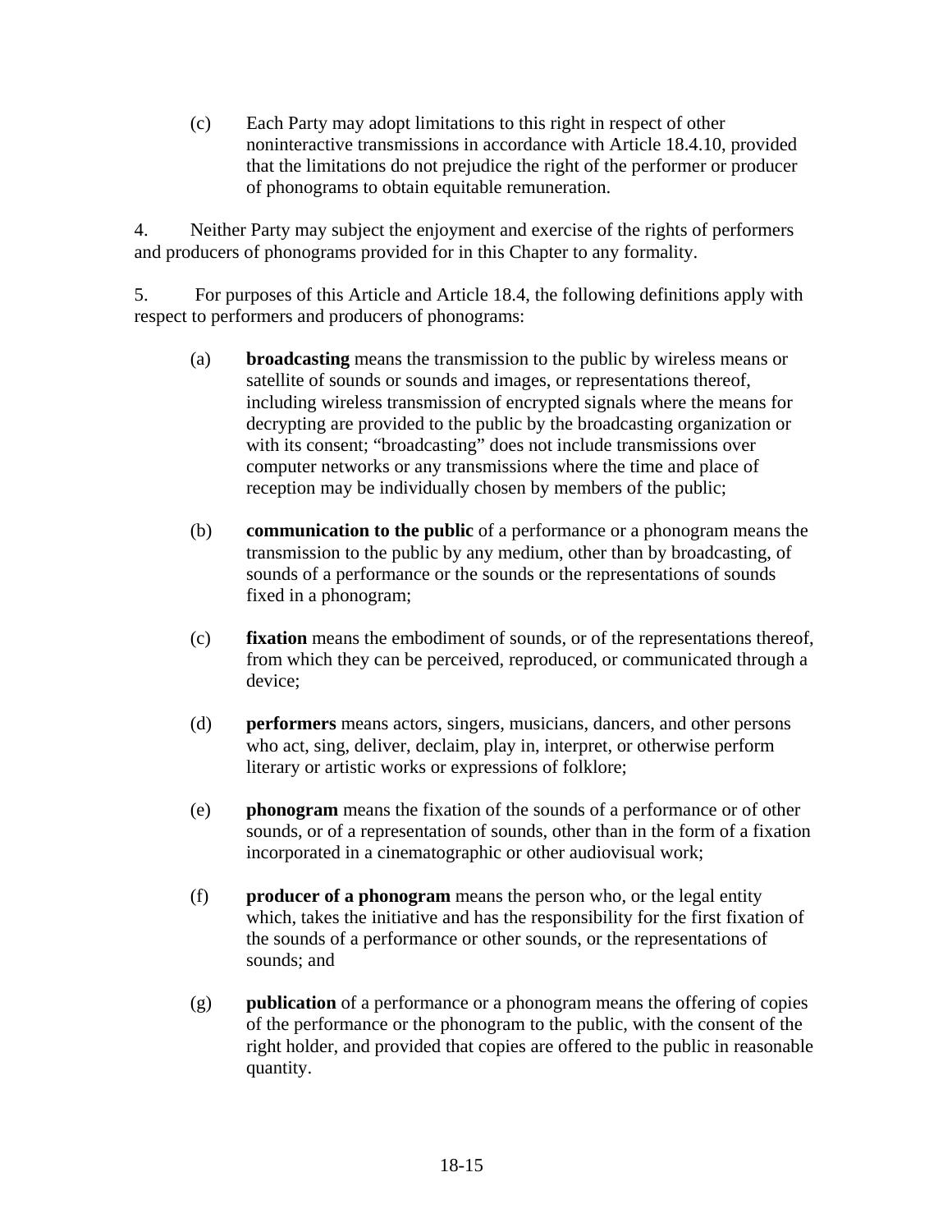(c) Each Party may adopt limitations to this right in respect of other noninteractive transmissions in accordance with Article 18.4.10, provided that the limitations do not prejudice the right of the performer or producer of phonograms to obtain equitable remuneration.

4. Neither Party may subject the enjoyment and exercise of the rights of performers and producers of phonograms provided for in this Chapter to any formality.

5. For purposes of this Article and Article 18.4, the following definitions apply with respect to performers and producers of phonograms:

(a) **broadcasting** means the transmission to the public by wireless means or satellite of sounds or sounds and images, or representations thereof, including wireless transmission of encrypted signals where the means for decrypting are provided to the public by the broadcasting organization or with its consent; "broadcasting" does not include transmissions over computer networks or any transmissions where the time and place of reception may be individually chosen by members of the public;

(b) **communication to the public** of a performance or a phonogram means the transmission to the public by any medium, other than by broadcasting, of sounds of a performance or the sounds or the representations of sounds fixed in a phonogram;

(c) **fixation** means the embodiment of sounds, or of the representations thereof, from which they can be perceived, reproduced, or communicated through a device;

(d) **performers** means actors, singers, musicians, dancers, and other persons who act, sing, deliver, declaim, play in, interpret, or otherwise perform literary or artistic works or expressions of folklore;

(e) **phonogram** means the fixation of the sounds of a performance or of other sounds, or of a representation of sounds, other than in the form of a fixation incorporated in a cinematographic or other audiovisual work;

(f) **producer of a phonogram** means the person who, or the legal entity which, takes the initiative and has the responsibility for the first fixation of the sounds of a performance or other sounds, or the representations of sounds; and

(g) **publication** of a performance or a phonogram means the offering of copies of the performance or the phonogram to the public, with the consent of the right holder, and provided that copies are offered to the public in reasonable quantity.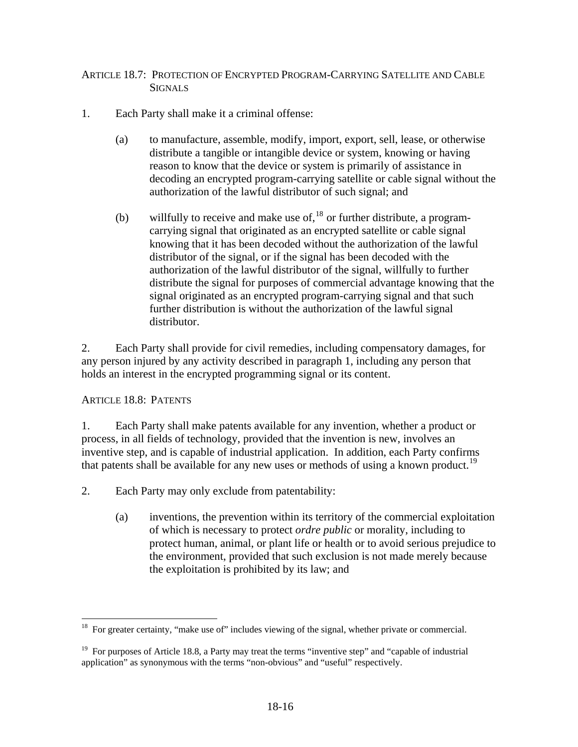ARTICLE 18.7: PROTECTION OF ENCRYPTED PROGRAM-CARRYING SATELLITE AND CABLE SIGNALS

1. Each Party shall make it a criminal offense:

   (a) to manufacture, assemble, modify, import, export, sell, lease, or otherwise distribute a tangible or intangible device or system, knowing or having reason to know that the device or system is primarily of assistance in decoding an encrypted program-carrying satellite or cable signal without the authorization of the lawful distributor of such signal; and

   (b) willfully to receive and make use of,[18] or further distribute, a program-carrying signal that originated as an encrypted satellite or cable signal knowing that it has been decoded without the authorization of the lawful distributor of the signal, or if the signal has been decoded with the authorization of the lawful distributor of the signal, willfully to further distribute the signal for purposes of commercial advantage knowing that the signal originated as an encrypted program-carrying signal and that such further distribution is without the authorization of the lawful signal distributor.

2. Each Party shall provide for civil remedies, including compensatory damages, for any person injured by any activity described in paragraph 1, including any person that holds an interest in the encrypted programming signal or its content.

ARTICLE 18.8: PATENTS

1. Each Party shall make patents available for any invention, whether a product or process, in all fields of technology, provided that the invention is new, involves an inventive step, and is capable of industrial application. In addition, each Party confirms that patents shall be available for any new uses or methods of using a known product.[19]

2. Each Party may only exclude from patentability:

   (a) inventions, the prevention within its territory of the commercial exploitation of which is necessary to protect *ordre public* or morality, including to protect human, animal, or plant life or health or to avoid serious prejudice to the environment, provided that such exclusion is not made merely because the exploitation is prohibited by its law; and

---

[18] For greater certainty, "make use of" includes viewing of the signal, whether private or commercial.

[19] For purposes of Article 18.8, a Party may treat the terms "inventive step" and "capable of industrial application" as synonymous with the terms "non-obvious" and "useful" respectively.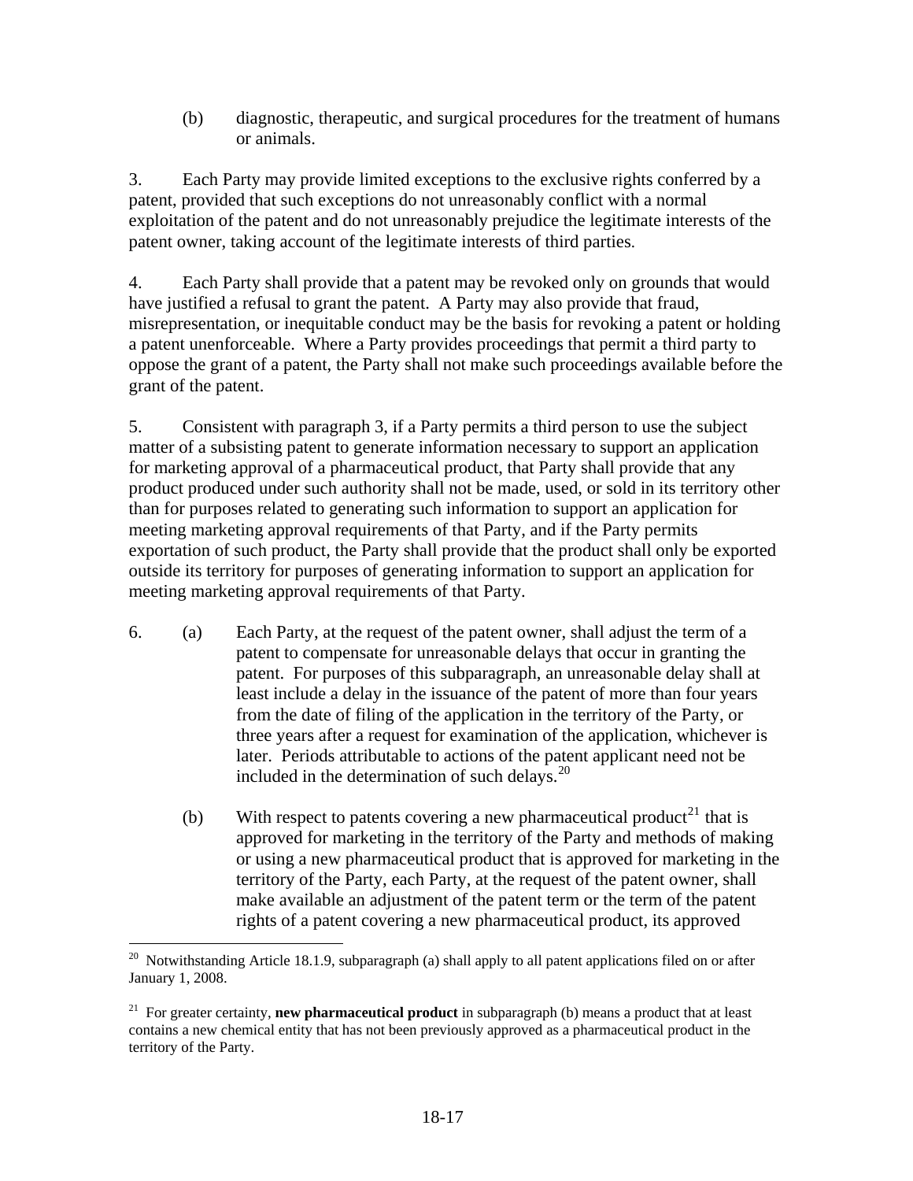(b) diagnostic, therapeutic, and surgical procedures for the treatment of humans or animals.

3. Each Party may provide limited exceptions to the exclusive rights conferred by a patent, provided that such exceptions do not unreasonably conflict with a normal exploitation of the patent and do not unreasonably prejudice the legitimate interests of the patent owner, taking account of the legitimate interests of third parties.

4. Each Party shall provide that a patent may be revoked only on grounds that would have justified a refusal to grant the patent. A Party may also provide that fraud, misrepresentation, or inequitable conduct may be the basis for revoking a patent or holding a patent unenforceable. Where a Party provides proceedings that permit a third party to oppose the grant of a patent, the Party shall not make such proceedings available before the grant of the patent.

5. Consistent with paragraph 3, if a Party permits a third person to use the subject matter of a subsisting patent to generate information necessary to support an application for marketing approval of a pharmaceutical product, that Party shall provide that any product produced under such authority shall not be made, used, or sold in its territory other than for purposes related to generating such information to support an application for meeting marketing approval requirements of that Party, and if the Party permits exportation of such product, the Party shall provide that the product shall only be exported outside its territory for purposes of generating information to support an application for meeting marketing approval requirements of that Party.

6. (a) Each Party, at the request of the patent owner, shall adjust the term of a patent to compensate for unreasonable delays that occur in granting the patent. For purposes of this subparagraph, an unreasonable delay shall at least include a delay in the issuance of the patent of more than four years from the date of filing of the application in the territory of the Party, or three years after a request for examination of the application, whichever is later. Periods attributable to actions of the patent applicant need not be included in the determination of such delays.[20]

(b) With respect to patents covering a new pharmaceutical product[21] that is approved for marketing in the territory of the Party and methods of making or using a new pharmaceutical product that is approved for marketing in the territory of the Party, each Party, at the request of the patent owner, shall make available an adjustment of the patent term or the term of the patent rights of a patent covering a new pharmaceutical product, its approved

---

[20] Notwithstanding Article 18.1.9, subparagraph (a) shall apply to all patent applications filed on or after January 1, 2008.

[21] For greater certainty, **new pharmaceutical product** in subparagraph (b) means a product that at least contains a new chemical entity that has not been previously approved as a pharmaceutical product in the territory of the Party.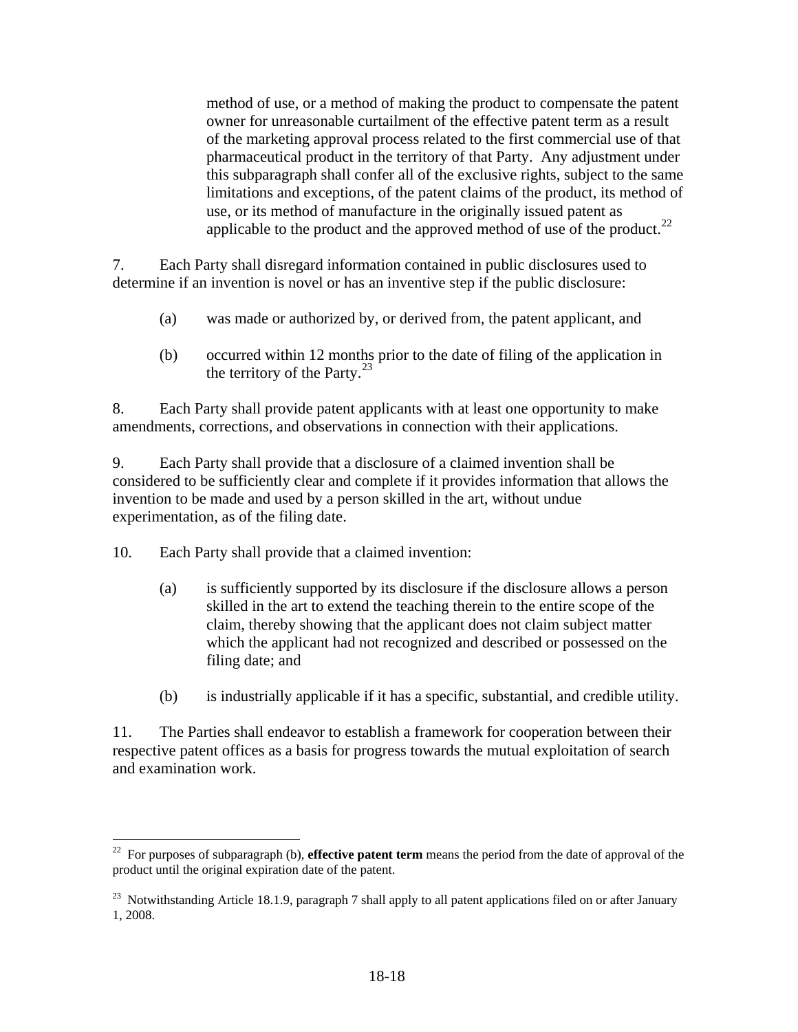method of use, or a method of making the product to compensate the patent owner for unreasonable curtailment of the effective patent term as a result of the marketing approval process related to the first commercial use of that pharmaceutical product in the territory of that Party. Any adjustment under this subparagraph shall confer all of the exclusive rights, subject to the same limitations and exceptions, of the patent claims of the product, its method of use, or its method of manufacture in the originally issued patent as applicable to the product and the approved method of use of the product.[22]

7. Each Party shall disregard information contained in public disclosures used to determine if an invention is novel or has an inventive step if the public disclosure:

(a) was made or authorized by, or derived from, the patent applicant, and

(b) occurred within 12 months prior to the date of filing of the application in the territory of the Party.[23]

8. Each Party shall provide patent applicants with at least one opportunity to make amendments, corrections, and observations in connection with their applications.

9. Each Party shall provide that a disclosure of a claimed invention shall be considered to be sufficiently clear and complete if it provides information that allows the invention to be made and used by a person skilled in the art, without undue experimentation, as of the filing date.

10. Each Party shall provide that a claimed invention:

(a) is sufficiently supported by its disclosure if the disclosure allows a person skilled in the art to extend the teaching therein to the entire scope of the claim, thereby showing that the applicant does not claim subject matter which the applicant had not recognized and described or possessed on the filing date; and

(b) is industrially applicable if it has a specific, substantial, and credible utility.

11. The Parties shall endeavor to establish a framework for cooperation between their respective patent offices as a basis for progress towards the mutual exploitation of search and examination work.

---

[22] For purposes of subparagraph (b), **effective patent term** means the period from the date of approval of the product until the original expiration date of the patent.

[23] Notwithstanding Article 18.1.9, paragraph 7 shall apply to all patent applications filed on or after January 1, 2008.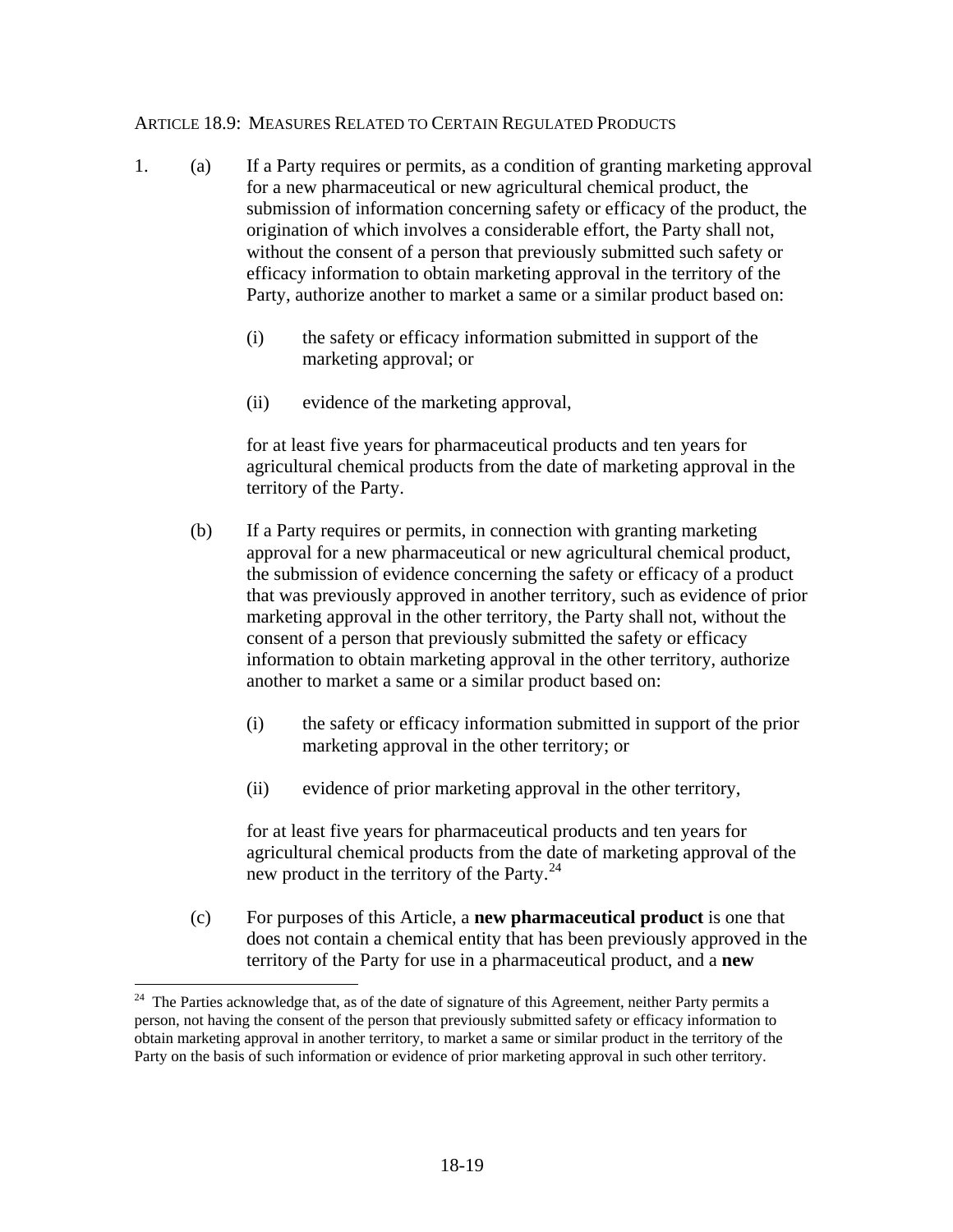ARTICLE 18.9: MEASURES RELATED TO CERTAIN REGULATED PRODUCTS

1. (a) If a Party requires or permits, as a condition of granting marketing approval for a new pharmaceutical or new agricultural chemical product, the submission of information concerning safety or efficacy of the product, the origination of which involves a considerable effort, the Party shall not, without the consent of a person that previously submitted such safety or efficacy information to obtain marketing approval in the territory of the Party, authorize another to market a same or a similar product based on:

   (i) the safety or efficacy information submitted in support of the marketing approval; or

   (ii) evidence of the marketing approval,

   for at least five years for pharmaceutical products and ten years for agricultural chemical products from the date of marketing approval in the territory of the Party.

   (b) If a Party requires or permits, in connection with granting marketing approval for a new pharmaceutical or new agricultural chemical product, the submission of evidence concerning the safety or efficacy of a product that was previously approved in another territory, such as evidence of prior marketing approval in the other territory, the Party shall not, without the consent of a person that previously submitted the safety or efficacy information to obtain marketing approval in the other territory, authorize another to market a same or a similar product based on:

   (i) the safety or efficacy information submitted in support of the prior marketing approval in the other territory; or

   (ii) evidence of prior marketing approval in the other territory,

   for at least five years for pharmaceutical products and ten years for agricultural chemical products from the date of marketing approval of the new product in the territory of the Party.[24]

   (c) For purposes of this Article, a **new pharmaceutical product** is one that does not contain a chemical entity that has been previously approved in the territory of the Party for use in a pharmaceutical product, and a **new**

[24] The Parties acknowledge that, as of the date of signature of this Agreement, neither Party permits a person, not having the consent of the person that previously submitted safety or efficacy information to obtain marketing approval in another territory, to market a same or similar product in the territory of the Party on the basis of such information or evidence of prior marketing approval in such other territory.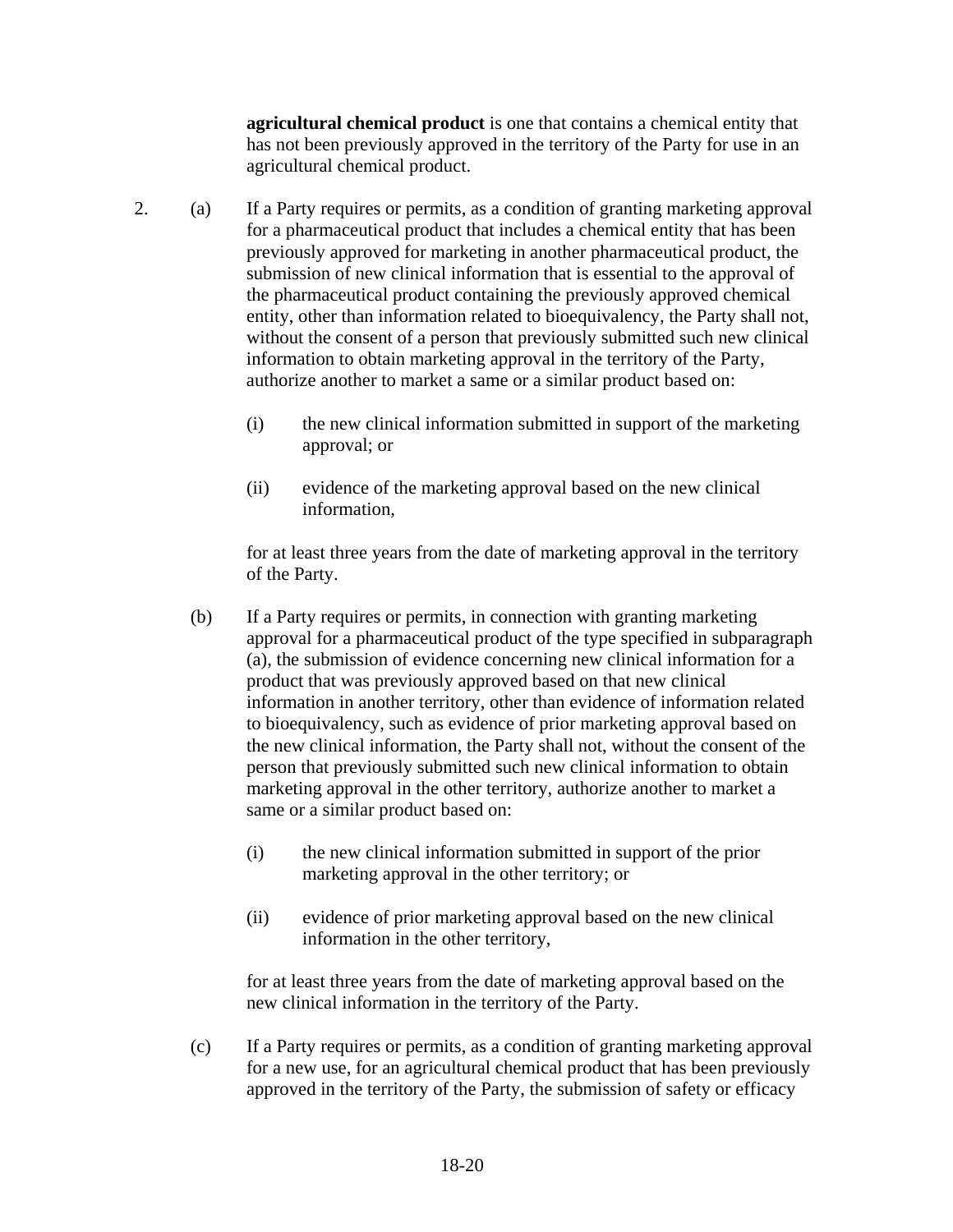**agricultural chemical product** is one that contains a chemical entity that has not been previously approved in the territory of the Party for use in an agricultural chemical product.

2. (a) If a Party requires or permits, as a condition of granting marketing approval for a pharmaceutical product that includes a chemical entity that has been previously approved for marketing in another pharmaceutical product, the submission of new clinical information that is essential to the approval of the pharmaceutical product containing the previously approved chemical entity, other than information related to bioequivalency, the Party shall not, without the consent of a person that previously submitted such new clinical information to obtain marketing approval in the territory of the Party, authorize another to market a same or a similar product based on:

   (i) the new clinical information submitted in support of the marketing approval; or

   (ii) evidence of the marketing approval based on the new clinical information,

   for at least three years from the date of marketing approval in the territory of the Party.

   (b) If a Party requires or permits, in connection with granting marketing approval for a pharmaceutical product of the type specified in subparagraph (a), the submission of evidence concerning new clinical information for a product that was previously approved based on that new clinical information in another territory, other than evidence of information related to bioequivalency, such as evidence of prior marketing approval based on the new clinical information, the Party shall not, without the consent of the person that previously submitted such new clinical information to obtain marketing approval in the other territory, authorize another to market a same or a similar product based on:

   (i) the new clinical information submitted in support of the prior marketing approval in the other territory; or

   (ii) evidence of prior marketing approval based on the new clinical information in the other territory,

   for at least three years from the date of marketing approval based on the new clinical information in the territory of the Party.

   (c) If a Party requires or permits, as a condition of granting marketing approval for a new use, for an agricultural chemical product that has been previously approved in the territory of the Party, the submission of safety or efficacy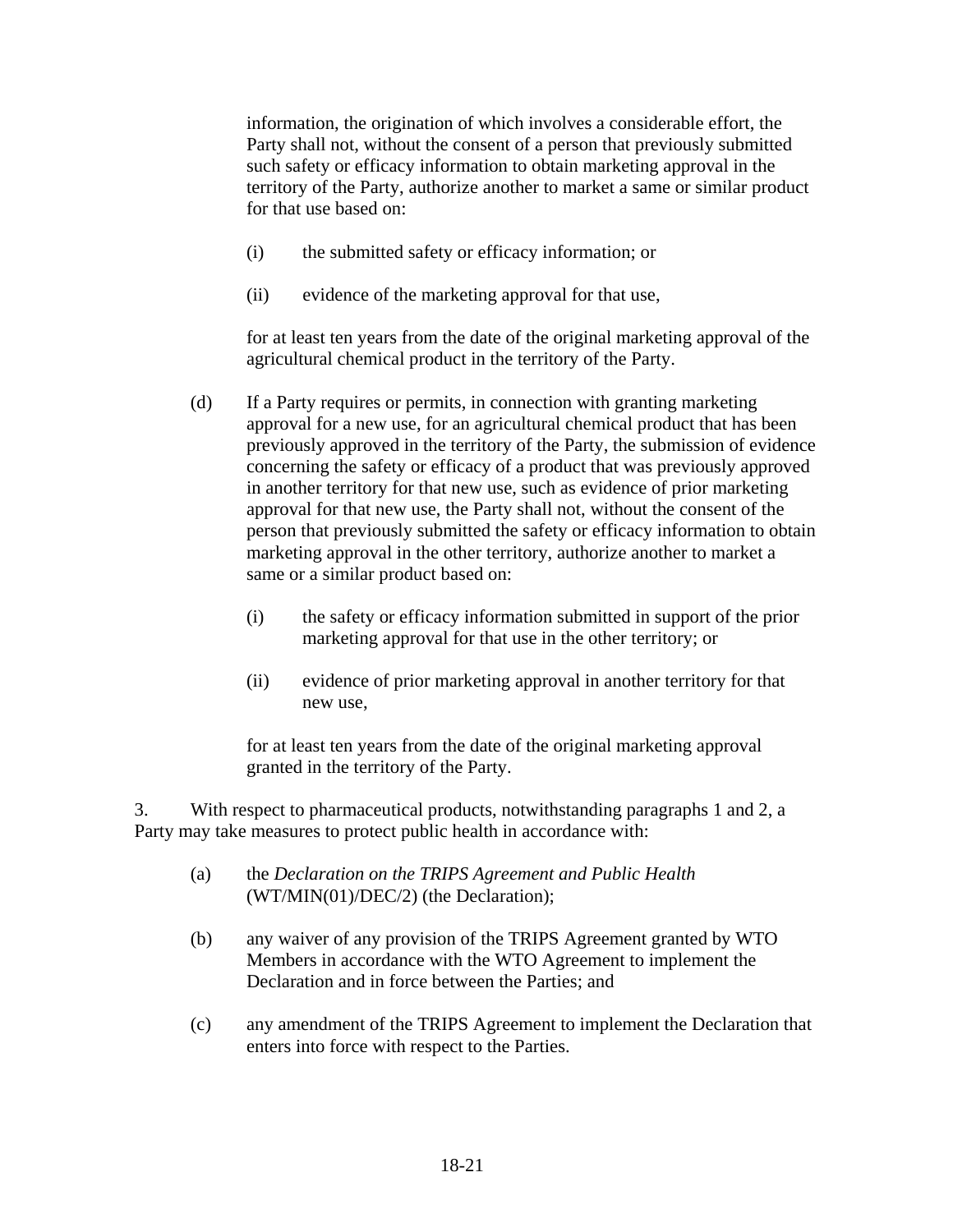information, the origination of which involves a considerable effort, the Party shall not, without the consent of a person that previously submitted such safety or efficacy information to obtain marketing approval in the territory of the Party, authorize another to market a same or similar product for that use based on:

(i) the submitted safety or efficacy information; or

(ii) evidence of the marketing approval for that use,

for at least ten years from the date of the original marketing approval of the agricultural chemical product in the territory of the Party.

(d) If a Party requires or permits, in connection with granting marketing approval for a new use, for an agricultural chemical product that has been previously approved in the territory of the Party, the submission of evidence concerning the safety or efficacy of a product that was previously approved in another territory for that new use, such as evidence of prior marketing approval for that new use, the Party shall not, without the consent of the person that previously submitted the safety or efficacy information to obtain marketing approval in the other territory, authorize another to market a same or a similar product based on:

(i) the safety or efficacy information submitted in support of the prior marketing approval for that use in the other territory; or

(ii) evidence of prior marketing approval in another territory for that new use,

for at least ten years from the date of the original marketing approval granted in the territory of the Party.

3. With respect to pharmaceutical products, notwithstanding paragraphs 1 and 2, a Party may take measures to protect public health in accordance with:

(a) the *Declaration on the TRIPS Agreement and Public Health* (WT/MIN(01)/DEC/2) (the Declaration);

(b) any waiver of any provision of the TRIPS Agreement granted by WTO Members in accordance with the WTO Agreement to implement the Declaration and in force between the Parties; and

(c) any amendment of the TRIPS Agreement to implement the Declaration that enters into force with respect to the Parties.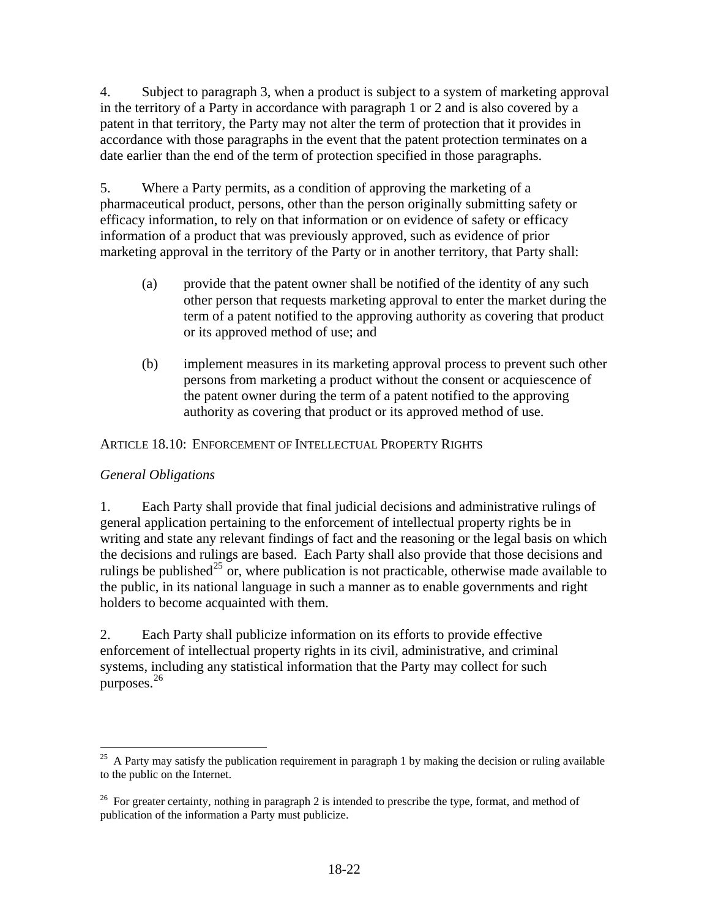4. Subject to paragraph 3, when a product is subject to a system of marketing approval in the territory of a Party in accordance with paragraph 1 or 2 and is also covered by a patent in that territory, the Party may not alter the term of protection that it provides in accordance with those paragraphs in the event that the patent protection terminates on a date earlier than the end of the term of protection specified in those paragraphs.

5. Where a Party permits, as a condition of approving the marketing of a pharmaceutical product, persons, other than the person originally submitting safety or efficacy information, to rely on that information or on evidence of safety or efficacy information of a product that was previously approved, such as evidence of prior marketing approval in the territory of the Party or in another territory, that Party shall:

(a) provide that the patent owner shall be notified of the identity of any such other person that requests marketing approval to enter the market during the term of a patent notified to the approving authority as covering that product or its approved method of use; and

(b) implement measures in its marketing approval process to prevent such other persons from marketing a product without the consent or acquiescence of the patent owner during the term of a patent notified to the approving authority as covering that product or its approved method of use.

## ARTICLE 18.10: ENFORCEMENT OF INTELLECTUAL PROPERTY RIGHTS

*General Obligations*

1. Each Party shall provide that final judicial decisions and administrative rulings of general application pertaining to the enforcement of intellectual property rights be in writing and state any relevant findings of fact and the reasoning or the legal basis on which the decisions and rulings are based. Each Party shall also provide that those decisions and rulings be published[25] or, where publication is not practicable, otherwise made available to the public, in its national language in such a manner as to enable governments and right holders to become acquainted with them.

2. Each Party shall publicize information on its efforts to provide effective enforcement of intellectual property rights in its civil, administrative, and criminal systems, including any statistical information that the Party may collect for such purposes.[26]

---

[25] A Party may satisfy the publication requirement in paragraph 1 by making the decision or ruling available to the public on the Internet.

[26] For greater certainty, nothing in paragraph 2 is intended to prescribe the type, format, and method of publication of the information a Party must publicize.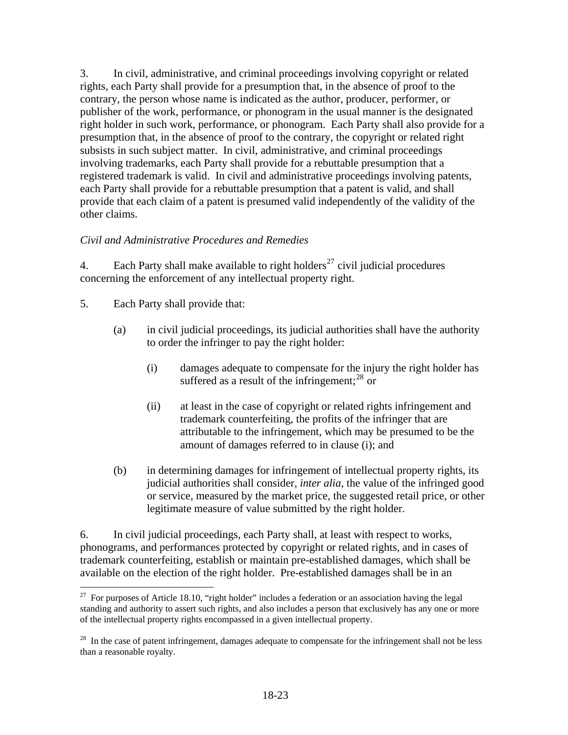3. In civil, administrative, and criminal proceedings involving copyright or related rights, each Party shall provide for a presumption that, in the absence of proof to the contrary, the person whose name is indicated as the author, producer, performer, or publisher of the work, performance, or phonogram in the usual manner is the designated right holder in such work, performance, or phonogram. Each Party shall also provide for a presumption that, in the absence of proof to the contrary, the copyright or related right subsists in such subject matter. In civil, administrative, and criminal proceedings involving trademarks, each Party shall provide for a rebuttable presumption that a registered trademark is valid. In civil and administrative proceedings involving patents, each Party shall provide for a rebuttable presumption that a patent is valid, and shall provide that each claim of a patent is presumed valid independently of the validity of the other claims.

*Civil and Administrative Procedures and Remedies*

4. Each Party shall make available to right holders[27] civil judicial procedures concerning the enforcement of any intellectual property right.

5. Each Party shall provide that:

(a) in civil judicial proceedings, its judicial authorities shall have the authority to order the infringer to pay the right holder:

(i) damages adequate to compensate for the injury the right holder has suffered as a result of the infringement;[28] or

(ii) at least in the case of copyright or related rights infringement and trademark counterfeiting, the profits of the infringer that are attributable to the infringement, which may be presumed to be the amount of damages referred to in clause (i); and

(b) in determining damages for infringement of intellectual property rights, its judicial authorities shall consider, *inter alia*, the value of the infringed good or service, measured by the market price, the suggested retail price, or other legitimate measure of value submitted by the right holder.

6. In civil judicial proceedings, each Party shall, at least with respect to works, phonograms, and performances protected by copyright or related rights, and in cases of trademark counterfeiting, establish or maintain pre-established damages, which shall be available on the election of the right holder. Pre-established damages shall be in an

---

[27] For purposes of Article 18.10, "right holder" includes a federation or an association having the legal standing and authority to assert such rights, and also includes a person that exclusively has any one or more of the intellectual property rights encompassed in a given intellectual property.

[28] In the case of patent infringement, damages adequate to compensate for the infringement shall not be less than a reasonable royalty.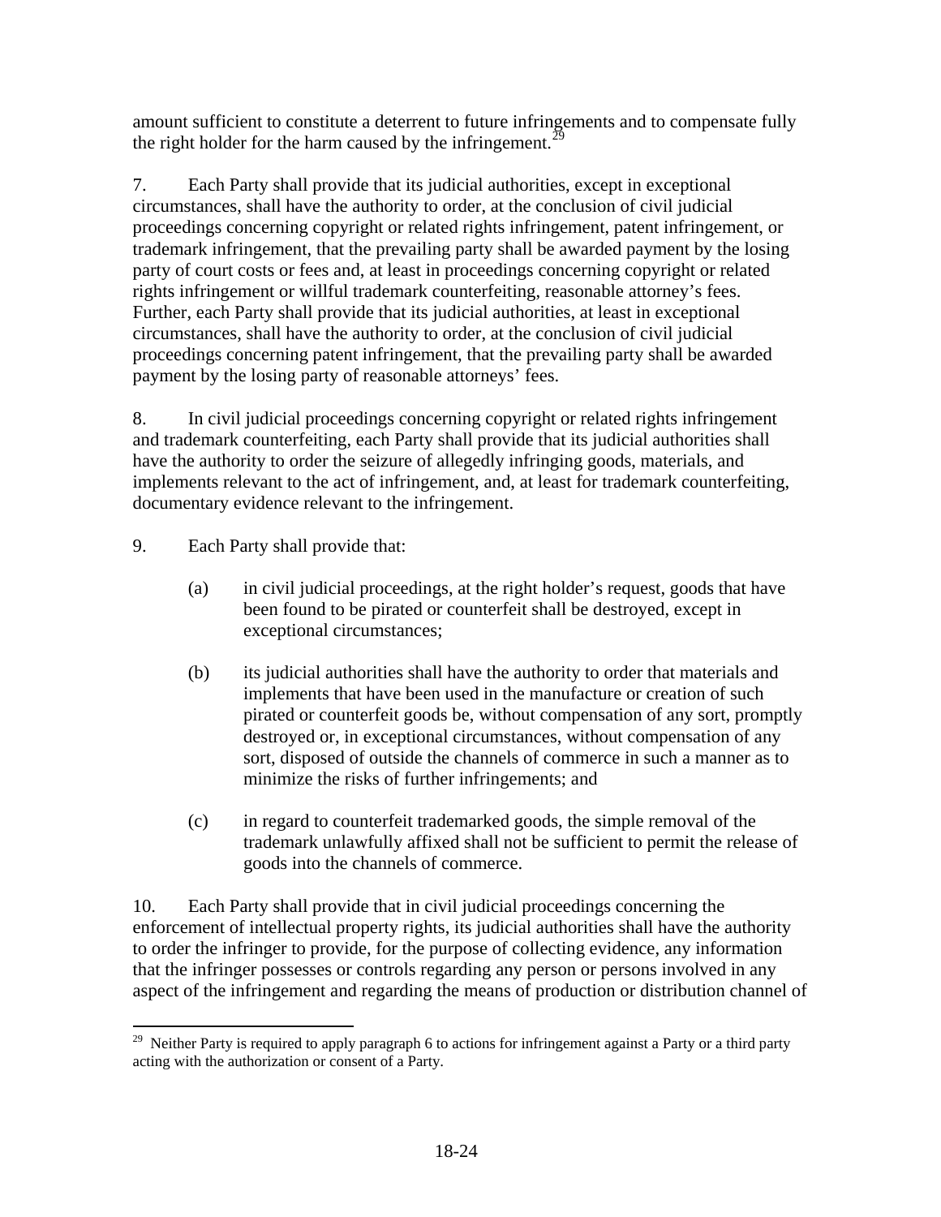amount sufficient to constitute a deterrent to future infringements and to compensate fully the right holder for the harm caused by the infringement.[29]

7. Each Party shall provide that its judicial authorities, except in exceptional circumstances, shall have the authority to order, at the conclusion of civil judicial proceedings concerning copyright or related rights infringement, patent infringement, or trademark infringement, that the prevailing party shall be awarded payment by the losing party of court costs or fees and, at least in proceedings concerning copyright or related rights infringement or willful trademark counterfeiting, reasonable attorney's fees. Further, each Party shall provide that its judicial authorities, at least in exceptional circumstances, shall have the authority to order, at the conclusion of civil judicial proceedings concerning patent infringement, that the prevailing party shall be awarded payment by the losing party of reasonable attorneys' fees.

8. In civil judicial proceedings concerning copyright or related rights infringement and trademark counterfeiting, each Party shall provide that its judicial authorities shall have the authority to order the seizure of allegedly infringing goods, materials, and implements relevant to the act of infringement, and, at least for trademark counterfeiting, documentary evidence relevant to the infringement.

9. Each Party shall provide that:

(a) in civil judicial proceedings, at the right holder's request, goods that have been found to be pirated or counterfeit shall be destroyed, except in exceptional circumstances;

(b) its judicial authorities shall have the authority to order that materials and implements that have been used in the manufacture or creation of such pirated or counterfeit goods be, without compensation of any sort, promptly destroyed or, in exceptional circumstances, without compensation of any sort, disposed of outside the channels of commerce in such a manner as to minimize the risks of further infringements; and

(c) in regard to counterfeit trademarked goods, the simple removal of the trademark unlawfully affixed shall not be sufficient to permit the release of goods into the channels of commerce.

10. Each Party shall provide that in civil judicial proceedings concerning the enforcement of intellectual property rights, its judicial authorities shall have the authority to order the infringer to provide, for the purpose of collecting evidence, any information that the infringer possesses or controls regarding any person or persons involved in any aspect of the infringement and regarding the means of production or distribution channel of

---

[29] Neither Party is required to apply paragraph 6 to actions for infringement against a Party or a third party acting with the authorization or consent of a Party.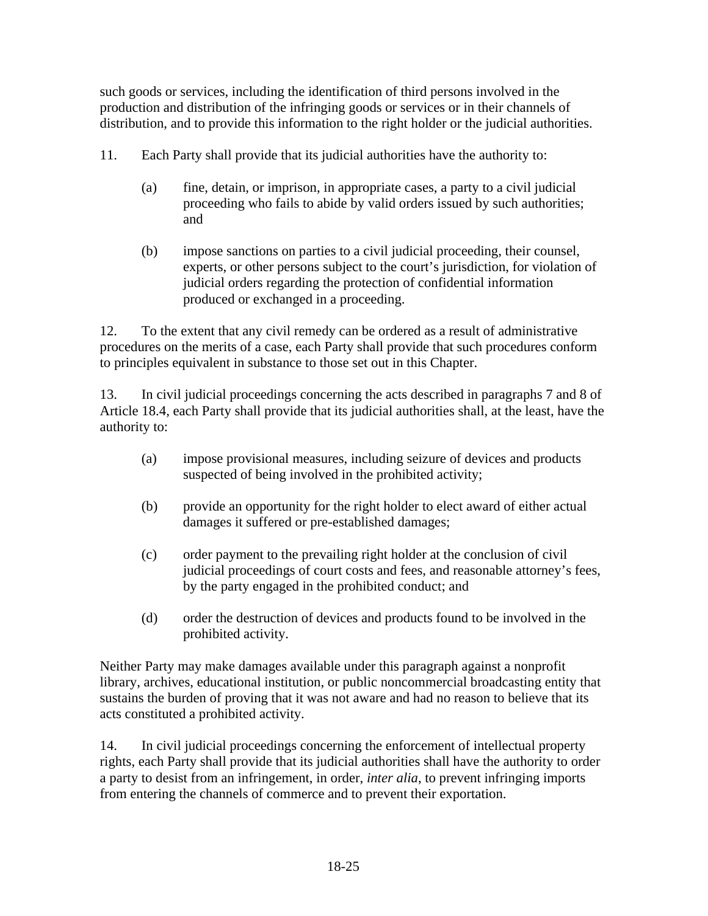such goods or services, including the identification of third persons involved in the production and distribution of the infringing goods or services or in their channels of distribution, and to provide this information to the right holder or the judicial authorities.

11. Each Party shall provide that its judicial authorities have the authority to:

(a) fine, detain, or imprison, in appropriate cases, a party to a civil judicial proceeding who fails to abide by valid orders issued by such authorities; and

(b) impose sanctions on parties to a civil judicial proceeding, their counsel, experts, or other persons subject to the court's jurisdiction, for violation of judicial orders regarding the protection of confidential information produced or exchanged in a proceeding.

12. To the extent that any civil remedy can be ordered as a result of administrative procedures on the merits of a case, each Party shall provide that such procedures conform to principles equivalent in substance to those set out in this Chapter.

13. In civil judicial proceedings concerning the acts described in paragraphs 7 and 8 of Article 18.4, each Party shall provide that its judicial authorities shall, at the least, have the authority to:

(a) impose provisional measures, including seizure of devices and products suspected of being involved in the prohibited activity;

(b) provide an opportunity for the right holder to elect award of either actual damages it suffered or pre-established damages;

(c) order payment to the prevailing right holder at the conclusion of civil judicial proceedings of court costs and fees, and reasonable attorney's fees, by the party engaged in the prohibited conduct; and

(d) order the destruction of devices and products found to be involved in the prohibited activity.

Neither Party may make damages available under this paragraph against a nonprofit library, archives, educational institution, or public noncommercial broadcasting entity that sustains the burden of proving that it was not aware and had no reason to believe that its acts constituted a prohibited activity.

14. In civil judicial proceedings concerning the enforcement of intellectual property rights, each Party shall provide that its judicial authorities shall have the authority to order a party to desist from an infringement, in order, *inter alia*, to prevent infringing imports from entering the channels of commerce and to prevent their exportation.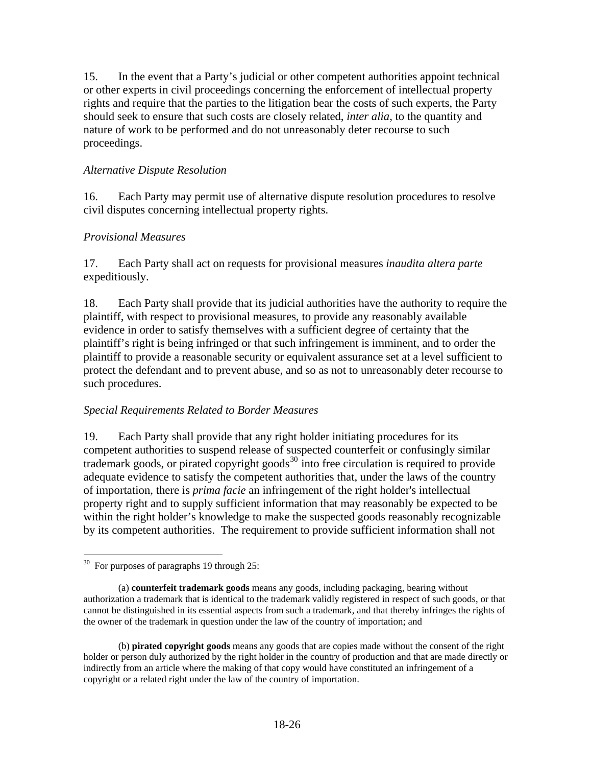15. In the event that a Party's judicial or other competent authorities appoint technical or other experts in civil proceedings concerning the enforcement of intellectual property rights and require that the parties to the litigation bear the costs of such experts, the Party should seek to ensure that such costs are closely related, *inter alia*, to the quantity and nature of work to be performed and do not unreasonably deter recourse to such proceedings.

*Alternative Dispute Resolution*

16. Each Party may permit use of alternative dispute resolution procedures to resolve civil disputes concerning intellectual property rights.

*Provisional Measures*

17. Each Party shall act on requests for provisional measures *inaudita altera parte* expeditiously.

18. Each Party shall provide that its judicial authorities have the authority to require the plaintiff, with respect to provisional measures, to provide any reasonably available evidence in order to satisfy themselves with a sufficient degree of certainty that the plaintiff's right is being infringed or that such infringement is imminent, and to order the plaintiff to provide a reasonable security or equivalent assurance set at a level sufficient to protect the defendant and to prevent abuse, and so as not to unreasonably deter recourse to such procedures.

*Special Requirements Related to Border Measures*

19. Each Party shall provide that any right holder initiating procedures for its competent authorities to suspend release of suspected counterfeit or confusingly similar trademark goods, or pirated copyright goods[30] into free circulation is required to provide adequate evidence to satisfy the competent authorities that, under the laws of the country of importation, there is *prima facie* an infringement of the right holder's intellectual property right and to supply sufficient information that may reasonably be expected to be within the right holder's knowledge to make the suspected goods reasonably recognizable by its competent authorities. The requirement to provide sufficient information shall not

---

[30] For purposes of paragraphs 19 through 25:

(a) **counterfeit trademark goods** means any goods, including packaging, bearing without authorization a trademark that is identical to the trademark validly registered in respect of such goods, or that cannot be distinguished in its essential aspects from such a trademark, and that thereby infringes the rights of the owner of the trademark in question under the law of the country of importation; and

(b) **pirated copyright goods** means any goods that are copies made without the consent of the right holder or person duly authorized by the right holder in the country of production and that are made directly or indirectly from an article where the making of that copy would have constituted an infringement of a copyright or a related right under the law of the country of importation.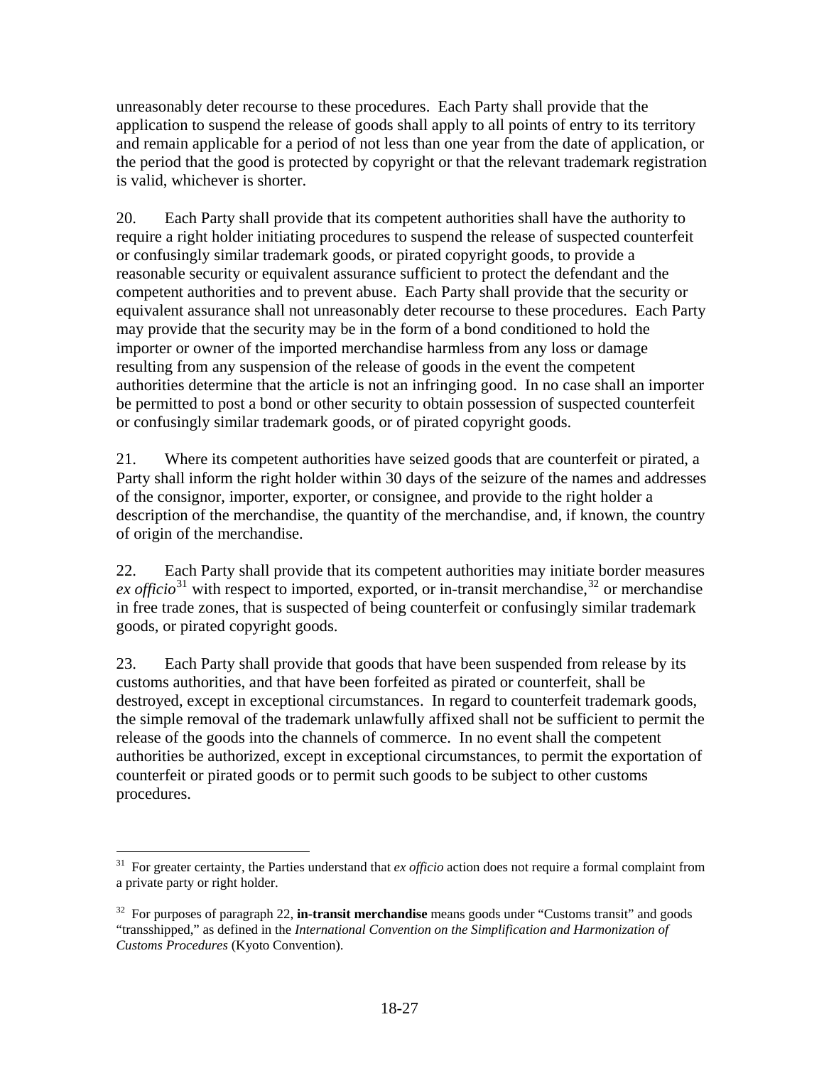unreasonably deter recourse to these procedures. Each Party shall provide that the application to suspend the release of goods shall apply to all points of entry to its territory and remain applicable for a period of not less than one year from the date of application, or the period that the good is protected by copyright or that the relevant trademark registration is valid, whichever is shorter.

20. Each Party shall provide that its competent authorities shall have the authority to require a right holder initiating procedures to suspend the release of suspected counterfeit or confusingly similar trademark goods, or pirated copyright goods, to provide a reasonable security or equivalent assurance sufficient to protect the defendant and the competent authorities and to prevent abuse. Each Party shall provide that the security or equivalent assurance shall not unreasonably deter recourse to these procedures. Each Party may provide that the security may be in the form of a bond conditioned to hold the importer or owner of the imported merchandise harmless from any loss or damage resulting from any suspension of the release of goods in the event the competent authorities determine that the article is not an infringing good. In no case shall an importer be permitted to post a bond or other security to obtain possession of suspected counterfeit or confusingly similar trademark goods, or of pirated copyright goods.

21. Where its competent authorities have seized goods that are counterfeit or pirated, a Party shall inform the right holder within 30 days of the seizure of the names and addresses of the consignor, importer, exporter, or consignee, and provide to the right holder a description of the merchandise, the quantity of the merchandise, and, if known, the country of origin of the merchandise.

22. Each Party shall provide that its competent authorities may initiate border measures *ex officio*[31] with respect to imported, exported, or in-transit merchandise,[32] or merchandise in free trade zones, that is suspected of being counterfeit or confusingly similar trademark goods, or pirated copyright goods.

23. Each Party shall provide that goods that have been suspended from release by its customs authorities, and that have been forfeited as pirated or counterfeit, shall be destroyed, except in exceptional circumstances. In regard to counterfeit trademark goods, the simple removal of the trademark unlawfully affixed shall not be sufficient to permit the release of the goods into the channels of commerce. In no event shall the competent authorities be authorized, except in exceptional circumstances, to permit the exportation of counterfeit or pirated goods or to permit such goods to be subject to other customs procedures.

---

[31] For greater certainty, the Parties understand that *ex officio* action does not require a formal complaint from a private party or right holder.

[32] For purposes of paragraph 22, **in-transit merchandise** means goods under "Customs transit" and goods "transshipped," as defined in the *International Convention on the Simplification and Harmonization of Customs Procedures* (Kyoto Convention).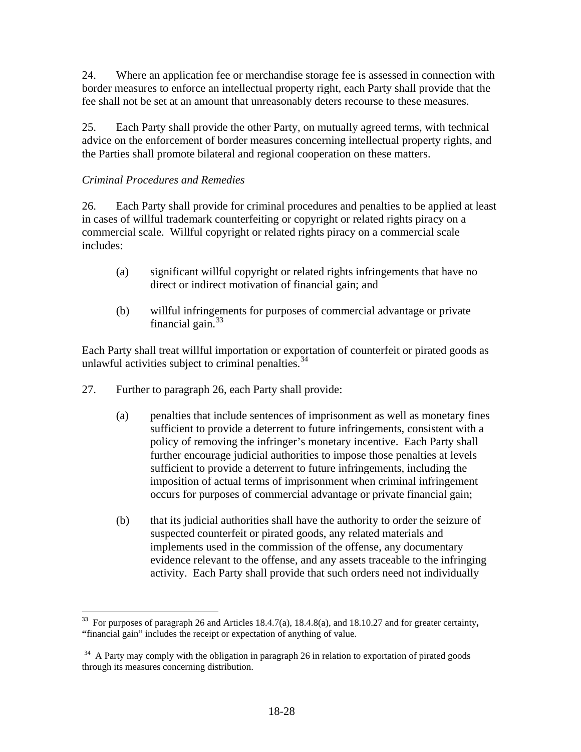24. Where an application fee or merchandise storage fee is assessed in connection with border measures to enforce an intellectual property right, each Party shall provide that the fee shall not be set at an amount that unreasonably deters recourse to these measures.

25. Each Party shall provide the other Party, on mutually agreed terms, with technical advice on the enforcement of border measures concerning intellectual property rights, and the Parties shall promote bilateral and regional cooperation on these matters.

*Criminal Procedures and Remedies*

26. Each Party shall provide for criminal procedures and penalties to be applied at least in cases of willful trademark counterfeiting or copyright or related rights piracy on a commercial scale. Willful copyright or related rights piracy on a commercial scale includes:

(a) significant willful copyright or related rights infringements that have no direct or indirect motivation of financial gain; and

(b) willful infringements for purposes of commercial advantage or private financial gain.[33]

Each Party shall treat willful importation or exportation of counterfeit or pirated goods as unlawful activities subject to criminal penalties.[34]

27. Further to paragraph 26, each Party shall provide:

(a) penalties that include sentences of imprisonment as well as monetary fines sufficient to provide a deterrent to future infringements, consistent with a policy of removing the infringer's monetary incentive. Each Party shall further encourage judicial authorities to impose those penalties at levels sufficient to provide a deterrent to future infringements, including the imposition of actual terms of imprisonment when criminal infringement occurs for purposes of commercial advantage or private financial gain;

(b) that its judicial authorities shall have the authority to order the seizure of suspected counterfeit or pirated goods, any related materials and implements used in the commission of the offense, any documentary evidence relevant to the offense, and any assets traceable to the infringing activity. Each Party shall provide that such orders need not individually

---

[33] For purposes of paragraph 26 and Articles 18.4.7(a), 18.4.8(a), and 18.10.27 and for greater certainty, "financial gain" includes the receipt or expectation of anything of value.

[34] A Party may comply with the obligation in paragraph 26 in relation to exportation of pirated goods through its measures concerning distribution.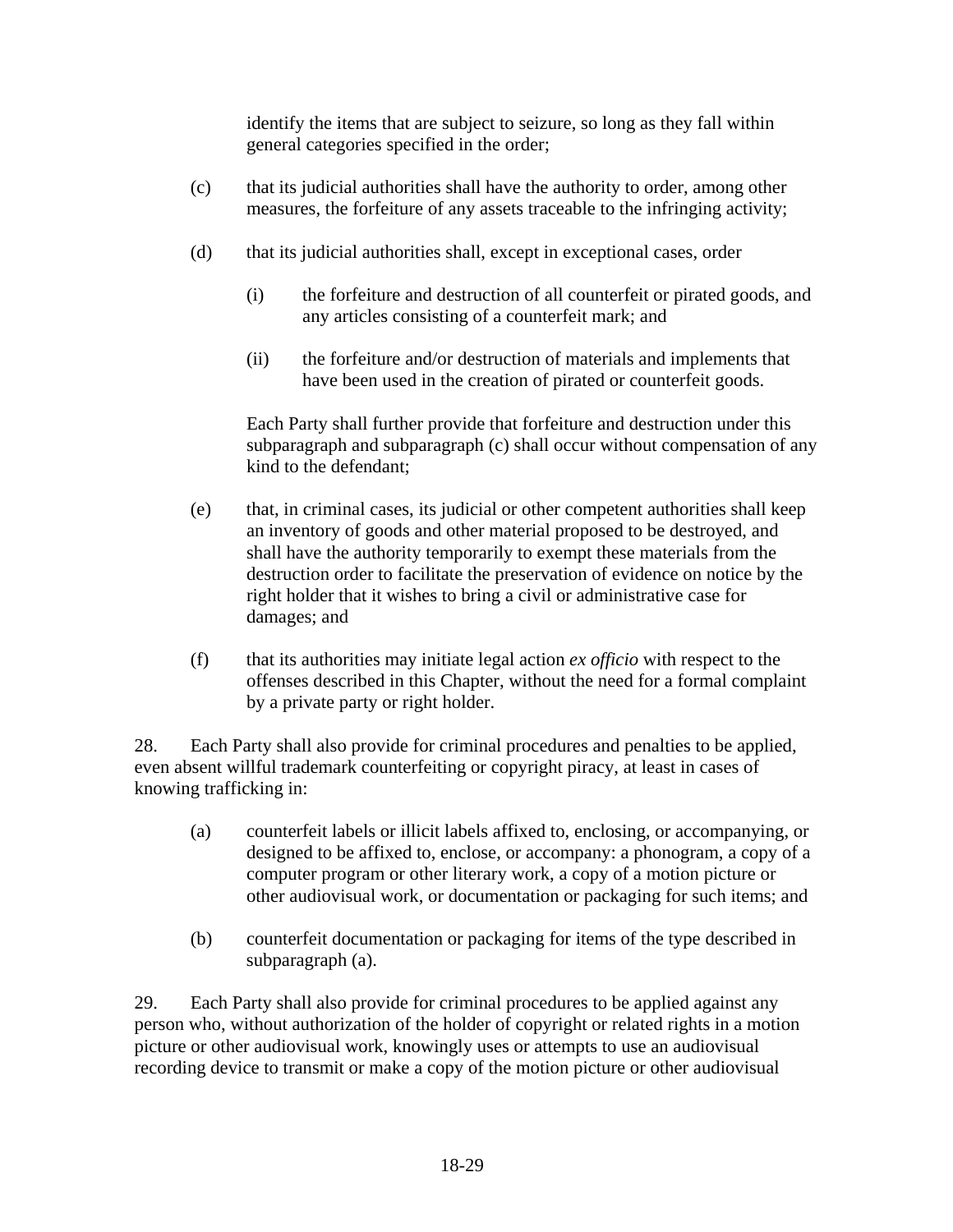identify the items that are subject to seizure, so long as they fall within general categories specified in the order;

(c) that its judicial authorities shall have the authority to order, among other measures, the forfeiture of any assets traceable to the infringing activity;

(d) that its judicial authorities shall, except in exceptional cases, order

 (i) the forfeiture and destruction of all counterfeit or pirated goods, and any articles consisting of a counterfeit mark; and

 (ii) the forfeiture and/or destruction of materials and implements that have been used in the creation of pirated or counterfeit goods.

 Each Party shall further provide that forfeiture and destruction under this subparagraph and subparagraph (c) shall occur without compensation of any kind to the defendant;

(e) that, in criminal cases, its judicial or other competent authorities shall keep an inventory of goods and other material proposed to be destroyed, and shall have the authority temporarily to exempt these materials from the destruction order to facilitate the preservation of evidence on notice by the right holder that it wishes to bring a civil or administrative case for damages; and

(f) that its authorities may initiate legal action *ex officio* with respect to the offenses described in this Chapter, without the need for a formal complaint by a private party or right holder.

28. Each Party shall also provide for criminal procedures and penalties to be applied, even absent willful trademark counterfeiting or copyright piracy, at least in cases of knowing trafficking in:

(a) counterfeit labels or illicit labels affixed to, enclosing, or accompanying, or designed to be affixed to, enclose, or accompany: a phonogram, a copy of a computer program or other literary work, a copy of a motion picture or other audiovisual work, or documentation or packaging for such items; and

(b) counterfeit documentation or packaging for items of the type described in subparagraph (a).

29. Each Party shall also provide for criminal procedures to be applied against any person who, without authorization of the holder of copyright or related rights in a motion picture or other audiovisual work, knowingly uses or attempts to use an audiovisual recording device to transmit or make a copy of the motion picture or other audiovisual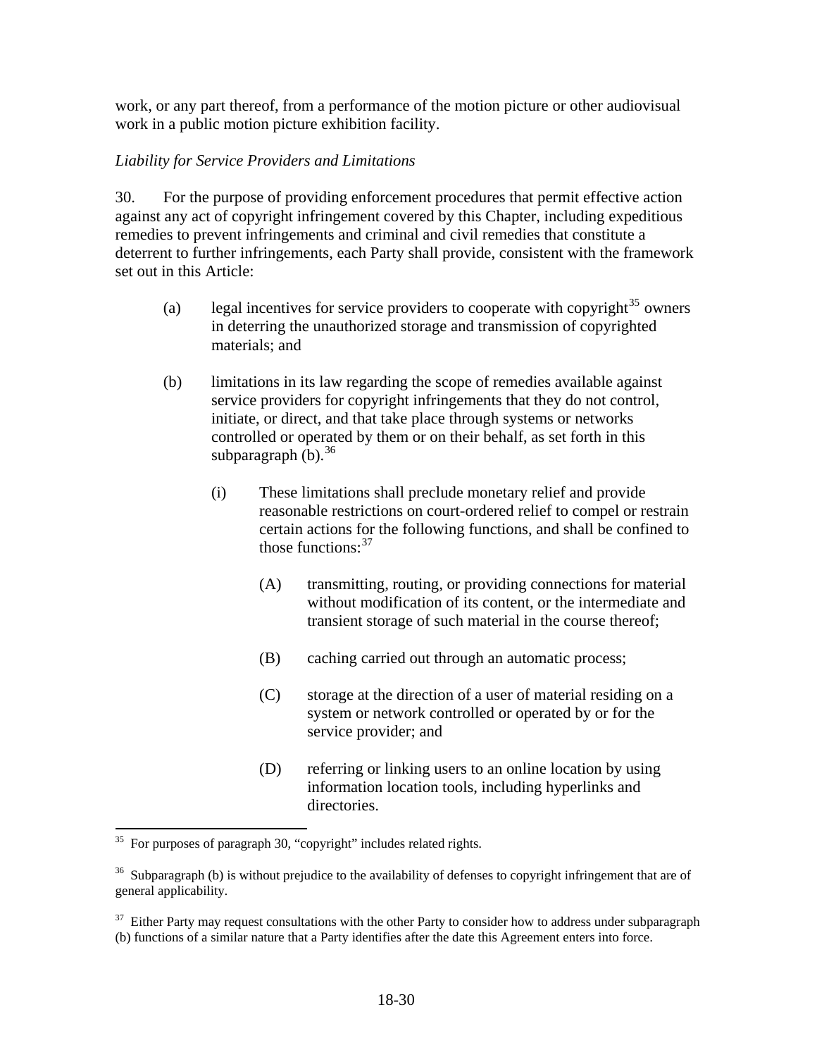work, or any part thereof, from a performance of the motion picture or other audiovisual work in a public motion picture exhibition facility.

*Liability for Service Providers and Limitations*

30. For the purpose of providing enforcement procedures that permit effective action against any act of copyright infringement covered by this Chapter, including expeditious remedies to prevent infringements and criminal and civil remedies that constitute a deterrent to further infringements, each Party shall provide, consistent with the framework set out in this Article:

(a) legal incentives for service providers to cooperate with copyright[35] owners in deterring the unauthorized storage and transmission of copyrighted materials; and

(b) limitations in its law regarding the scope of remedies available against service providers for copyright infringements that they do not control, initiate, or direct, and that take place through systems or networks controlled or operated by them or on their behalf, as set forth in this subparagraph (b).[36]

(i) These limitations shall preclude monetary relief and provide reasonable restrictions on court-ordered relief to compel or restrain certain actions for the following functions, and shall be confined to those functions:[37]

(A) transmitting, routing, or providing connections for material without modification of its content, or the intermediate and transient storage of such material in the course thereof;

(B) caching carried out through an automatic process;

(C) storage at the direction of a user of material residing on a system or network controlled or operated by or for the service provider; and

(D) referring or linking users to an online location by using information location tools, including hyperlinks and directories.

---

[35] For purposes of paragraph 30, "copyright" includes related rights.

[36] Subparagraph (b) is without prejudice to the availability of defenses to copyright infringement that are of general applicability.

[37] Either Party may request consultations with the other Party to consider how to address under subparagraph (b) functions of a similar nature that a Party identifies after the date this Agreement enters into force.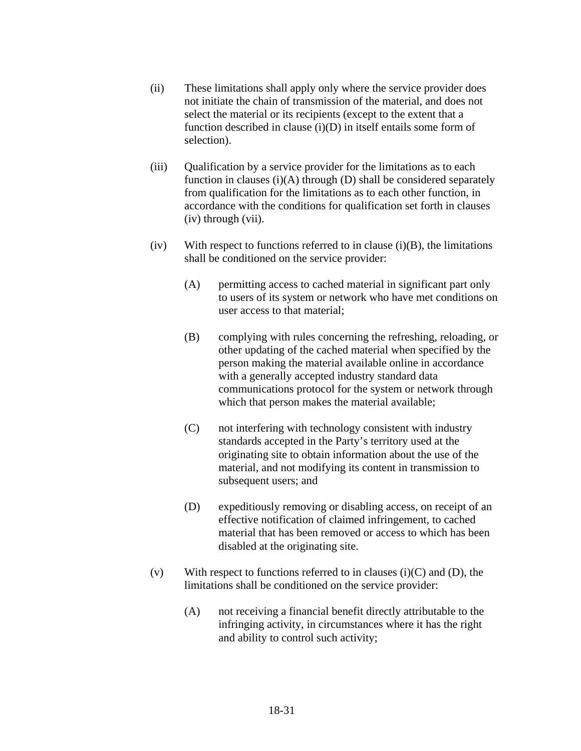(ii) These limitations shall apply only where the service provider does not initiate the chain of transmission of the material, and does not select the material or its recipients (except to the extent that a function described in clause (i)(D) in itself entails some form of selection).

(iii) Qualification by a service provider for the limitations as to each function in clauses (i)(A) through (D) shall be considered separately from qualification for the limitations as to each other function, in accordance with the conditions for qualification set forth in clauses (iv) through (vii).

(iv) With respect to functions referred to in clause (i)(B), the limitations shall be conditioned on the service provider:

(A) permitting access to cached material in significant part only to users of its system or network who have met conditions on user access to that material;

(B) complying with rules concerning the refreshing, reloading, or other updating of the cached material when specified by the person making the material available online in accordance with a generally accepted industry standard data communications protocol for the system or network through which that person makes the material available;

(C) not interfering with technology consistent with industry standards accepted in the Party's territory used at the originating site to obtain information about the use of the material, and not modifying its content in transmission to subsequent users; and

(D) expeditiously removing or disabling access, on receipt of an effective notification of claimed infringement, to cached material that has been removed or access to which has been disabled at the originating site.

(v) With respect to functions referred to in clauses (i)(C) and (D), the limitations shall be conditioned on the service provider:

(A) not receiving a financial benefit directly attributable to the infringing activity, in circumstances where it has the right and ability to control such activity;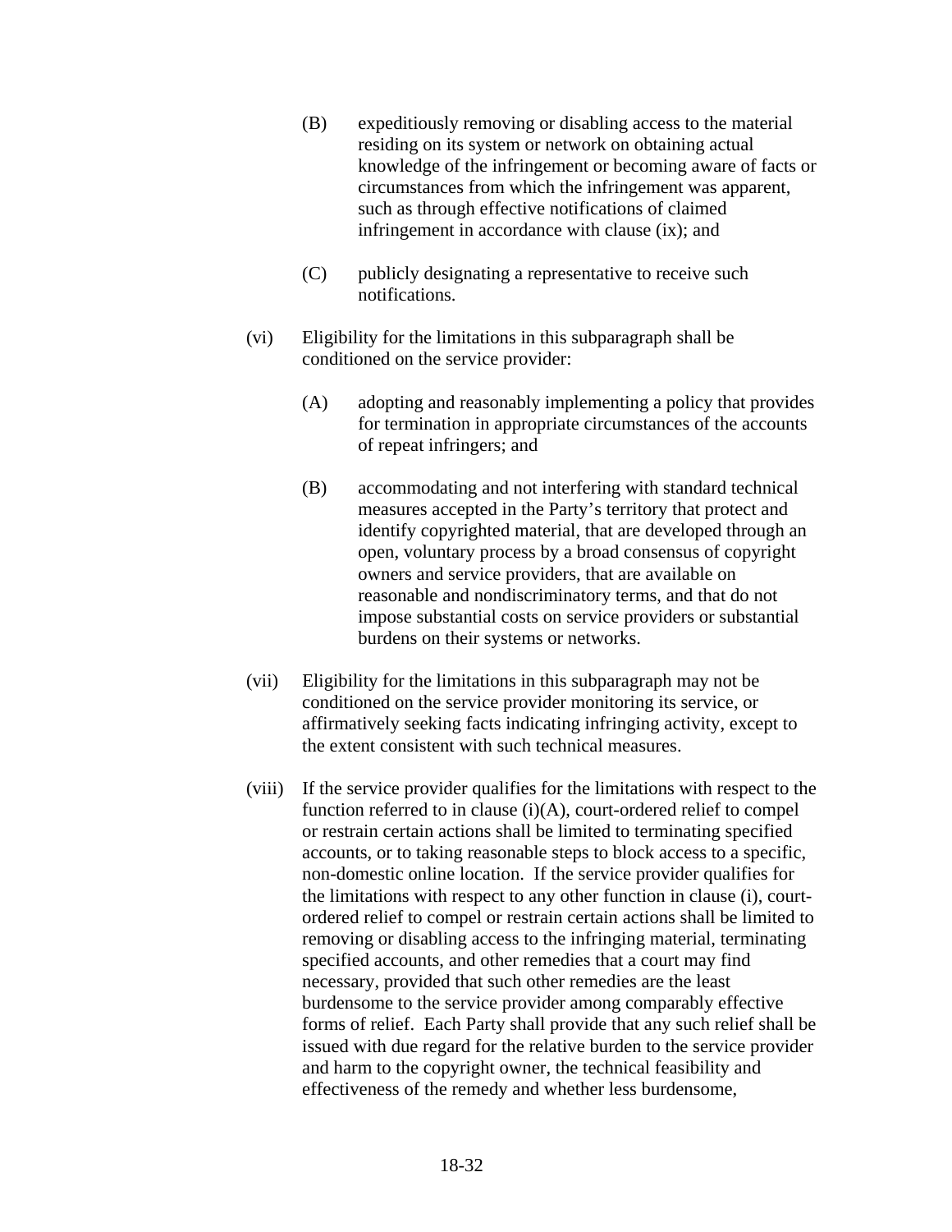(B) expeditiously removing or disabling access to the material residing on its system or network on obtaining actual knowledge of the infringement or becoming aware of facts or circumstances from which the infringement was apparent, such as through effective notifications of claimed infringement in accordance with clause (ix); and

(C) publicly designating a representative to receive such notifications.

(vi) Eligibility for the limitations in this subparagraph shall be conditioned on the service provider:

(A) adopting and reasonably implementing a policy that provides for termination in appropriate circumstances of the accounts of repeat infringers; and

(B) accommodating and not interfering with standard technical measures accepted in the Party's territory that protect and identify copyrighted material, that are developed through an open, voluntary process by a broad consensus of copyright owners and service providers, that are available on reasonable and nondiscriminatory terms, and that do not impose substantial costs on service providers or substantial burdens on their systems or networks.

(vii) Eligibility for the limitations in this subparagraph may not be conditioned on the service provider monitoring its service, or affirmatively seeking facts indicating infringing activity, except to the extent consistent with such technical measures.

(viii) If the service provider qualifies for the limitations with respect to the function referred to in clause (i)(A), court-ordered relief to compel or restrain certain actions shall be limited to terminating specified accounts, or to taking reasonable steps to block access to a specific, non-domestic online location. If the service provider qualifies for the limitations with respect to any other function in clause (i), court-ordered relief to compel or restrain certain actions shall be limited to removing or disabling access to the infringing material, terminating specified accounts, and other remedies that a court may find necessary, provided that such other remedies are the least burdensome to the service provider among comparably effective forms of relief. Each Party shall provide that any such relief shall be issued with due regard for the relative burden to the service provider and harm to the copyright owner, the technical feasibility and effectiveness of the remedy and whether less burdensome,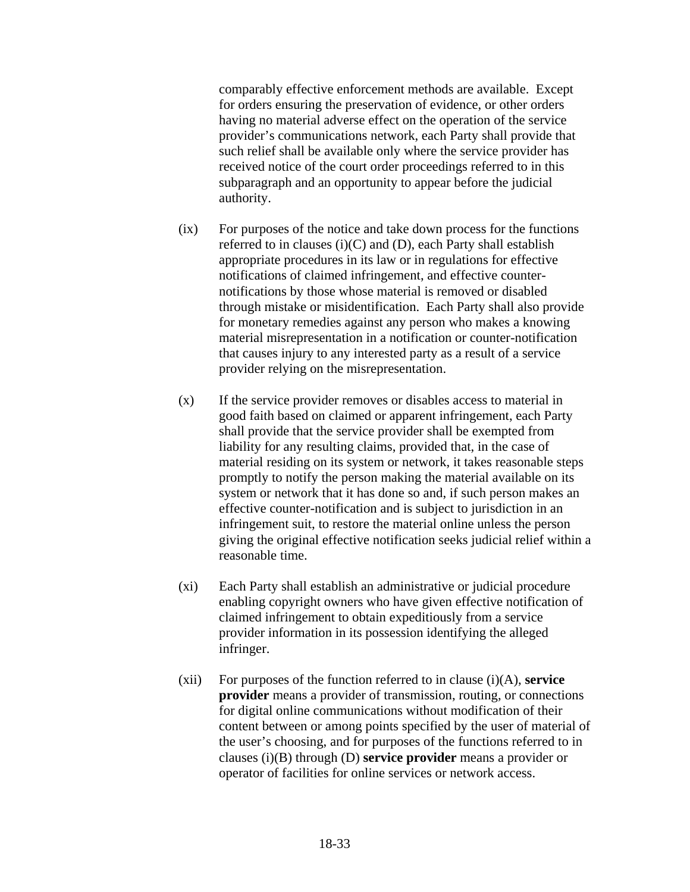comparably effective enforcement methods are available. Except for orders ensuring the preservation of evidence, or other orders having no material adverse effect on the operation of the service provider's communications network, each Party shall provide that such relief shall be available only where the service provider has received notice of the court order proceedings referred to in this subparagraph and an opportunity to appear before the judicial authority.

(ix) For purposes of the notice and take down process for the functions referred to in clauses (i)(C) and (D), each Party shall establish appropriate procedures in its law or in regulations for effective notifications of claimed infringement, and effective counter-notifications by those whose material is removed or disabled through mistake or misidentification. Each Party shall also provide for monetary remedies against any person who makes a knowing material misrepresentation in a notification or counter-notification that causes injury to any interested party as a result of a service provider relying on the misrepresentation.

(x) If the service provider removes or disables access to material in good faith based on claimed or apparent infringement, each Party shall provide that the service provider shall be exempted from liability for any resulting claims, provided that, in the case of material residing on its system or network, it takes reasonable steps promptly to notify the person making the material available on its system or network that it has done so and, if such person makes an effective counter-notification and is subject to jurisdiction in an infringement suit, to restore the material online unless the person giving the original effective notification seeks judicial relief within a reasonable time.

(xi) Each Party shall establish an administrative or judicial procedure enabling copyright owners who have given effective notification of claimed infringement to obtain expeditiously from a service provider information in its possession identifying the alleged infringer.

(xii) For purposes of the function referred to in clause (i)(A), **service provider** means a provider of transmission, routing, or connections for digital online communications without modification of their content between or among points specified by the user of material of the user's choosing, and for purposes of the functions referred to in clauses (i)(B) through (D) **service provider** means a provider or operator of facilities for online services or network access.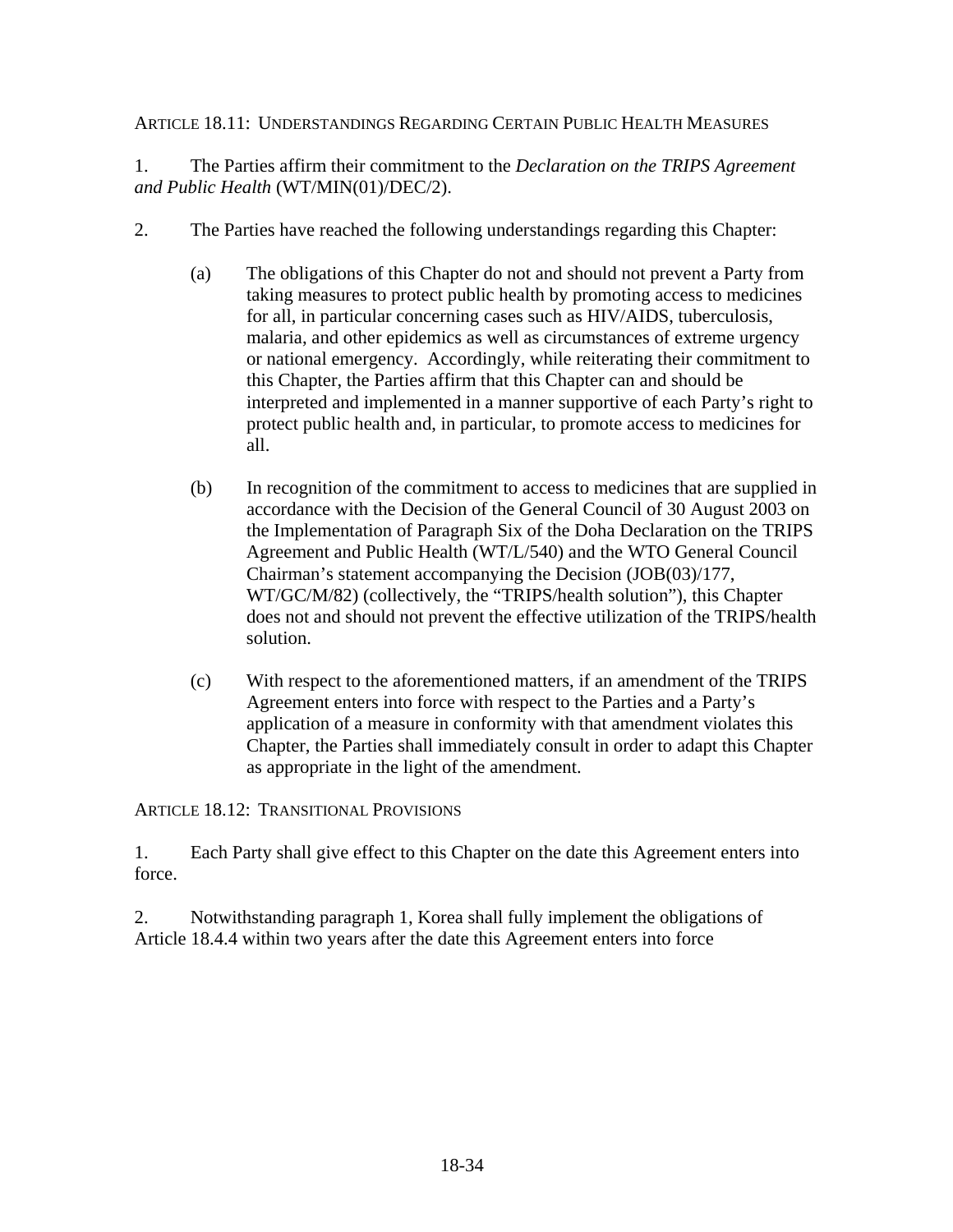ARTICLE 18.11: UNDERSTANDINGS REGARDING CERTAIN PUBLIC HEALTH MEASURES

1. The Parties affirm their commitment to the *Declaration on the TRIPS Agreement and Public Health* (WT/MIN(01)/DEC/2).

2. The Parties have reached the following understandings regarding this Chapter:

   (a) The obligations of this Chapter do not and should not prevent a Party from taking measures to protect public health by promoting access to medicines for all, in particular concerning cases such as HIV/AIDS, tuberculosis, malaria, and other epidemics as well as circumstances of extreme urgency or national emergency. Accordingly, while reiterating their commitment to this Chapter, the Parties affirm that this Chapter can and should be interpreted and implemented in a manner supportive of each Party's right to protect public health and, in particular, to promote access to medicines for all.

   (b) In recognition of the commitment to access to medicines that are supplied in accordance with the Decision of the General Council of 30 August 2003 on the Implementation of Paragraph Six of the Doha Declaration on the TRIPS Agreement and Public Health (WT/L/540) and the WTO General Council Chairman's statement accompanying the Decision (JOB(03)/177, WT/GC/M/82) (collectively, the "TRIPS/health solution"), this Chapter does not and should not prevent the effective utilization of the TRIPS/health solution.

   (c) With respect to the aforementioned matters, if an amendment of the TRIPS Agreement enters into force with respect to the Parties and a Party's application of a measure in conformity with that amendment violates this Chapter, the Parties shall immediately consult in order to adapt this Chapter as appropriate in the light of the amendment.

ARTICLE 18.12: TRANSITIONAL PROVISIONS

1. Each Party shall give effect to this Chapter on the date this Agreement enters into force.

2. Notwithstanding paragraph 1, Korea shall fully implement the obligations of Article 18.4.4 within two years after the date this Agreement enters into force